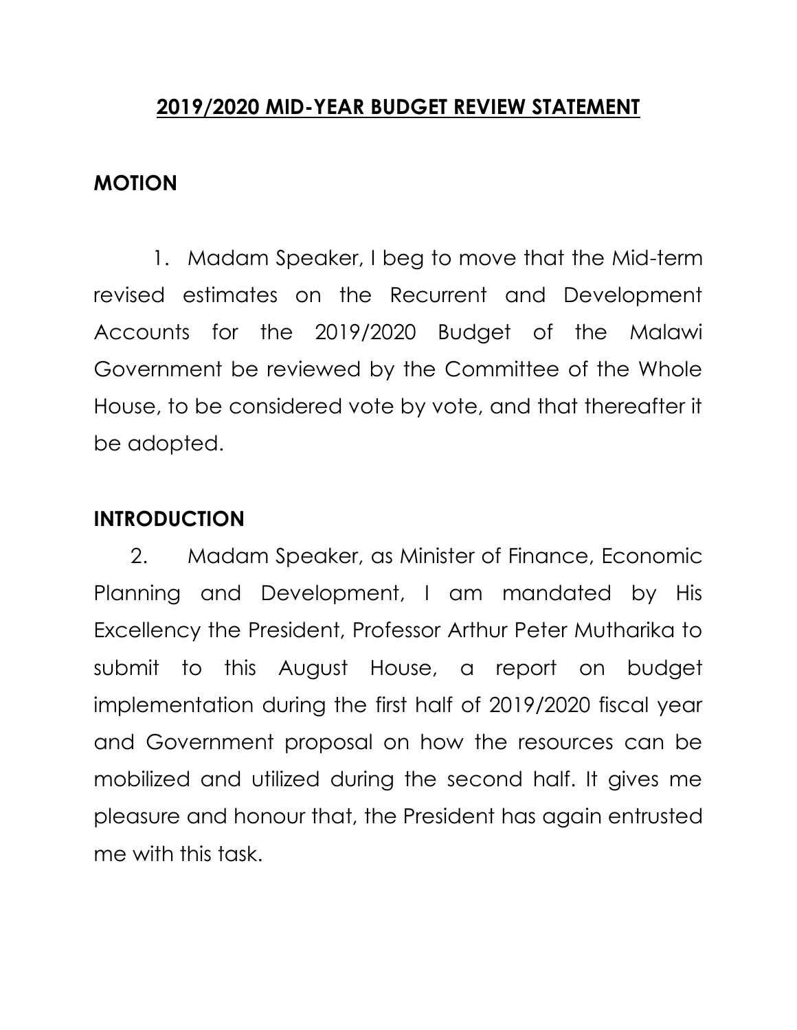# 2019/2020 MID-YEAR BUDGET REVIEW STATEMENT

## MOTION

1. Madam Speaker, I beg to move that the Mid-term revised estimates on the Recurrent and Development Accounts for the 2019/2020 Budget of the Malawi Government be reviewed by the Committee of the Whole House, to be considered vote by vote, and that thereafter it be adopted.

## INTRODUCTION

2. Madam Speaker, as Minister of Finance, Economic Planning and Development, I am mandated by His Excellency the President, Professor Arthur Peter Mutharika to submit to this August House, a report on budget implementation during the first half of 2019/2020 fiscal year and Government proposal on how the resources can be mobilized and utilized during the second half. It gives me pleasure and honour that, the President has again entrusted me with this task.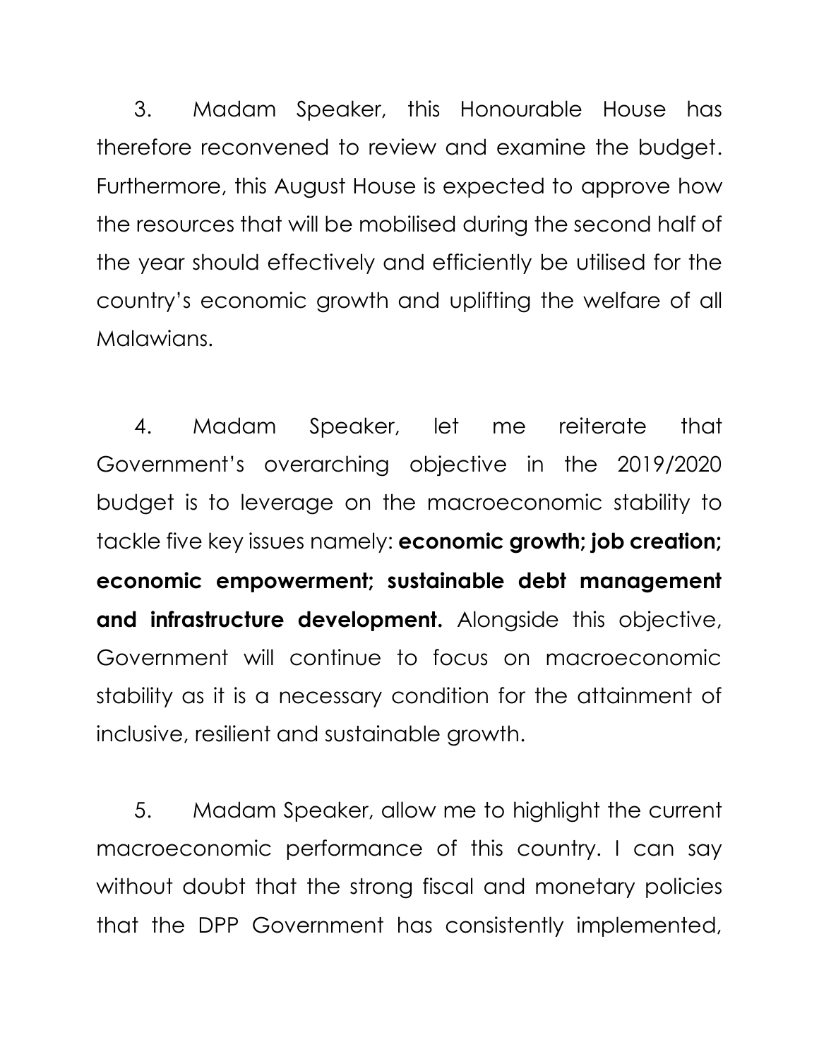3. Madam Speaker, this Honourable House has therefore reconvened to review and examine the budget. Furthermore, this August House is expected to approve how the resources that will be mobilised during the second half of the year should effectively and efficiently be utilised for the country's economic growth and uplifting the welfare of all Malawians.

4. Madam Speaker, let me reiterate that Government's overarching objective in the 2019/2020 budget is to leverage on the macroeconomic stability to tackle five key issues namely: **economic growth; job creation; economic empowerment; sustainable debt management and infrastructure development.** Alongside this objective, Government will continue to focus on macroeconomic stability as it is a necessary condition for the attainment of inclusive, resilient and sustainable growth.

5. Madam Speaker, allow me to highlight the current macroeconomic performance of this country. I can say without doubt that the strong fiscal and monetary policies that the DPP Government has consistently implemented,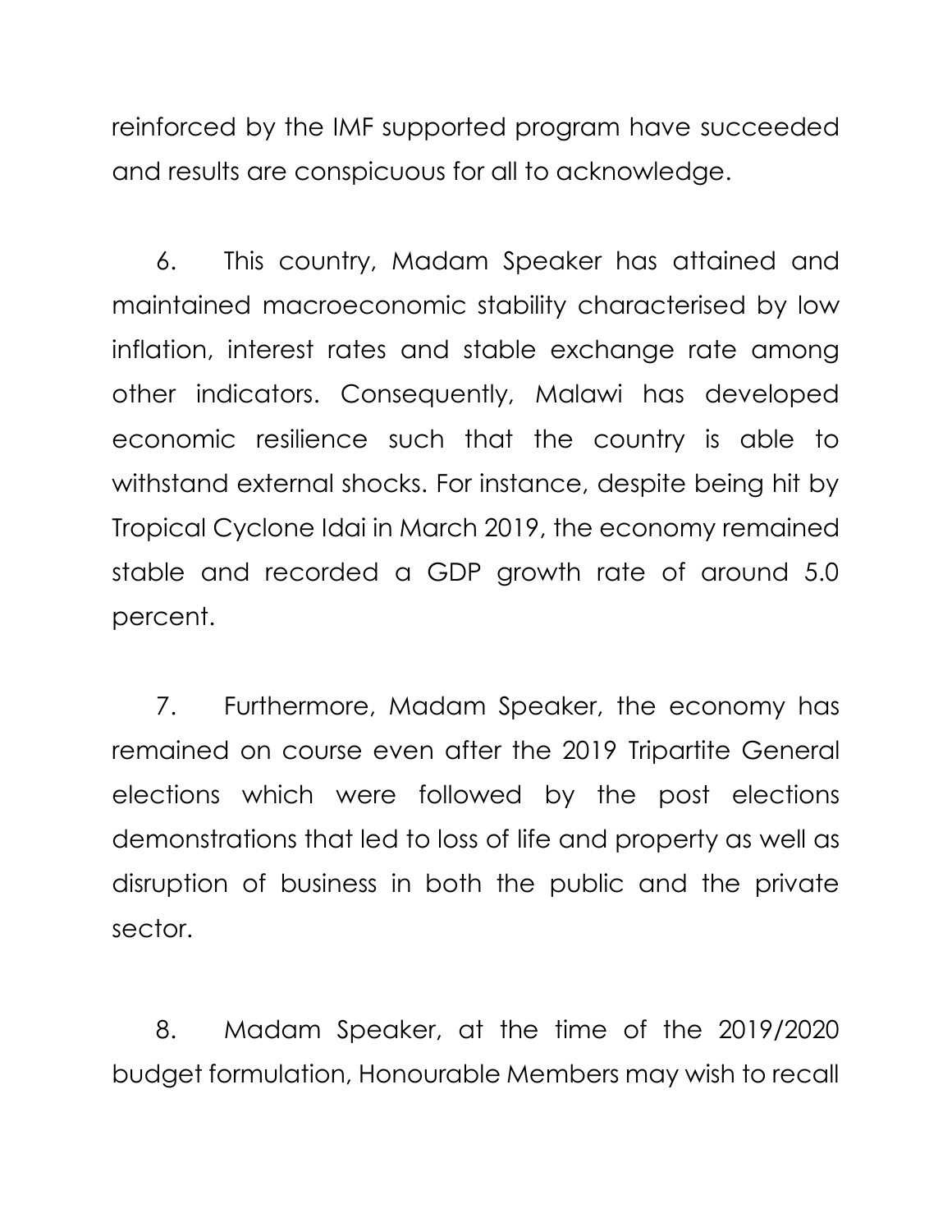reinforced by the IMF supported program have succeeded and results are conspicuous for all to acknowledge.

6. This country, Madam Speaker has attained and maintained macroeconomic stability characterised by low inflation, interest rates and stable exchange rate among other indicators. Consequently, Malawi has developed economic resilience such that the country is able to withstand external shocks. For instance, despite being hit by Tropical Cyclone Idai in March 2019, the economy remained stable and recorded a GDP growth rate of around 5.0 percent.

7. Furthermore, Madam Speaker, the economy has remained on course even after the 2019 Tripartite General elections which were followed by the post elections demonstrations that led to loss of life and property as well as disruption of business in both the public and the private sector.

8. Madam Speaker, at the time of the 2019/2020 budget formulation, Honourable Members may wish to recall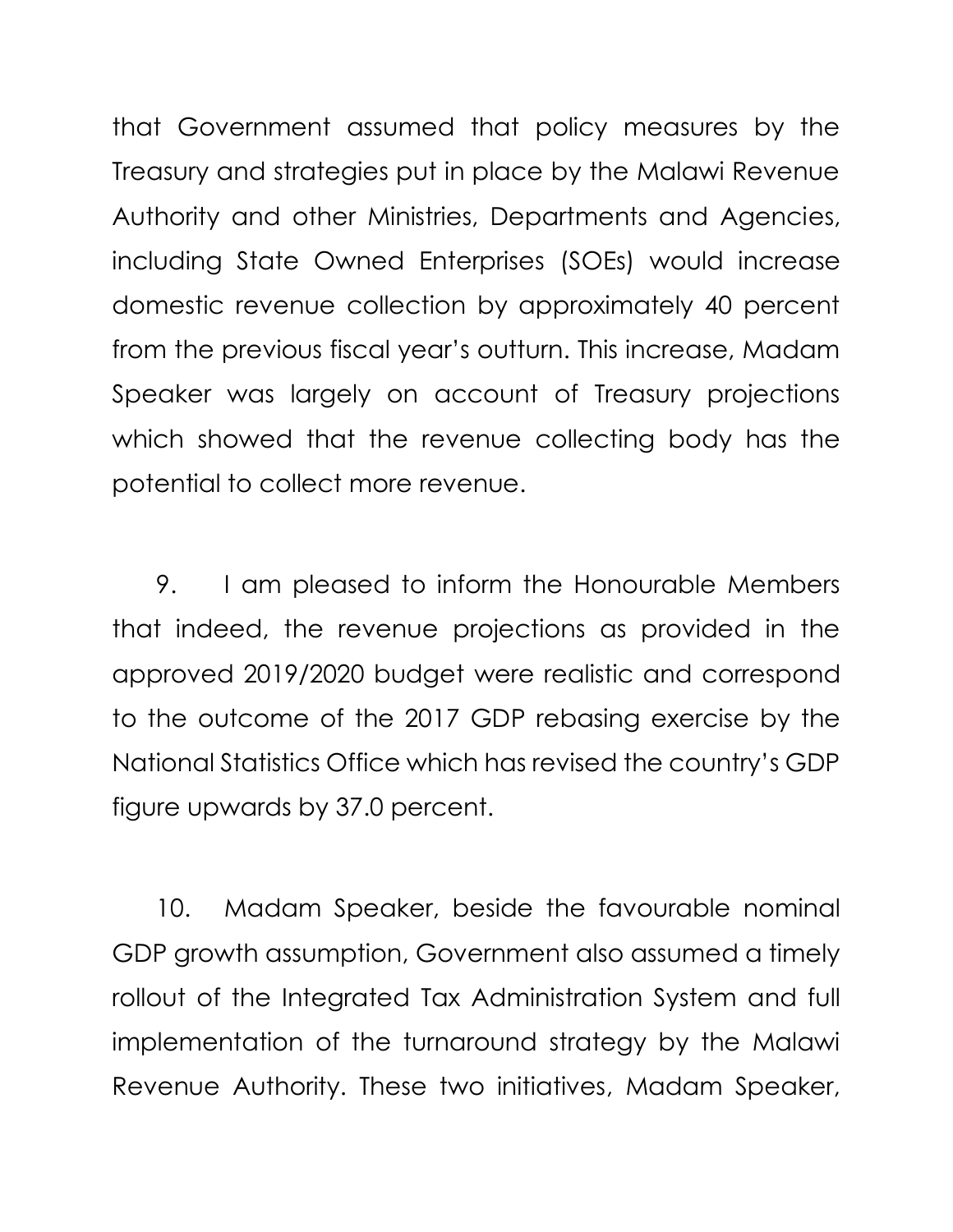that Government assumed that policy measures by the Treasury and strategies put in place by the Malawi Revenue Authority and other Ministries, Departments and Agencies, including State Owned Enterprises (SOEs) would increase domestic revenue collection by approximately 40 percent from the previous fiscal year's outturn. This increase, Madam Speaker was largely on account of Treasury projections which showed that the revenue collecting body has the potential to collect more revenue.

9. I am pleased to inform the Honourable Members that indeed, the revenue projections as provided in the approved 2019/2020 budget were realistic and correspond to the outcome of the 2017 GDP rebasing exercise by the National Statistics Office which has revised the country's GDP figure upwards by 37.0 percent.

10. Madam Speaker, beside the favourable nominal GDP growth assumption, Government also assumed a timely rollout of the Integrated Tax Administration System and full implementation of the turnaround strategy by the Malawi Revenue Authority. These two initiatives, Madam Speaker,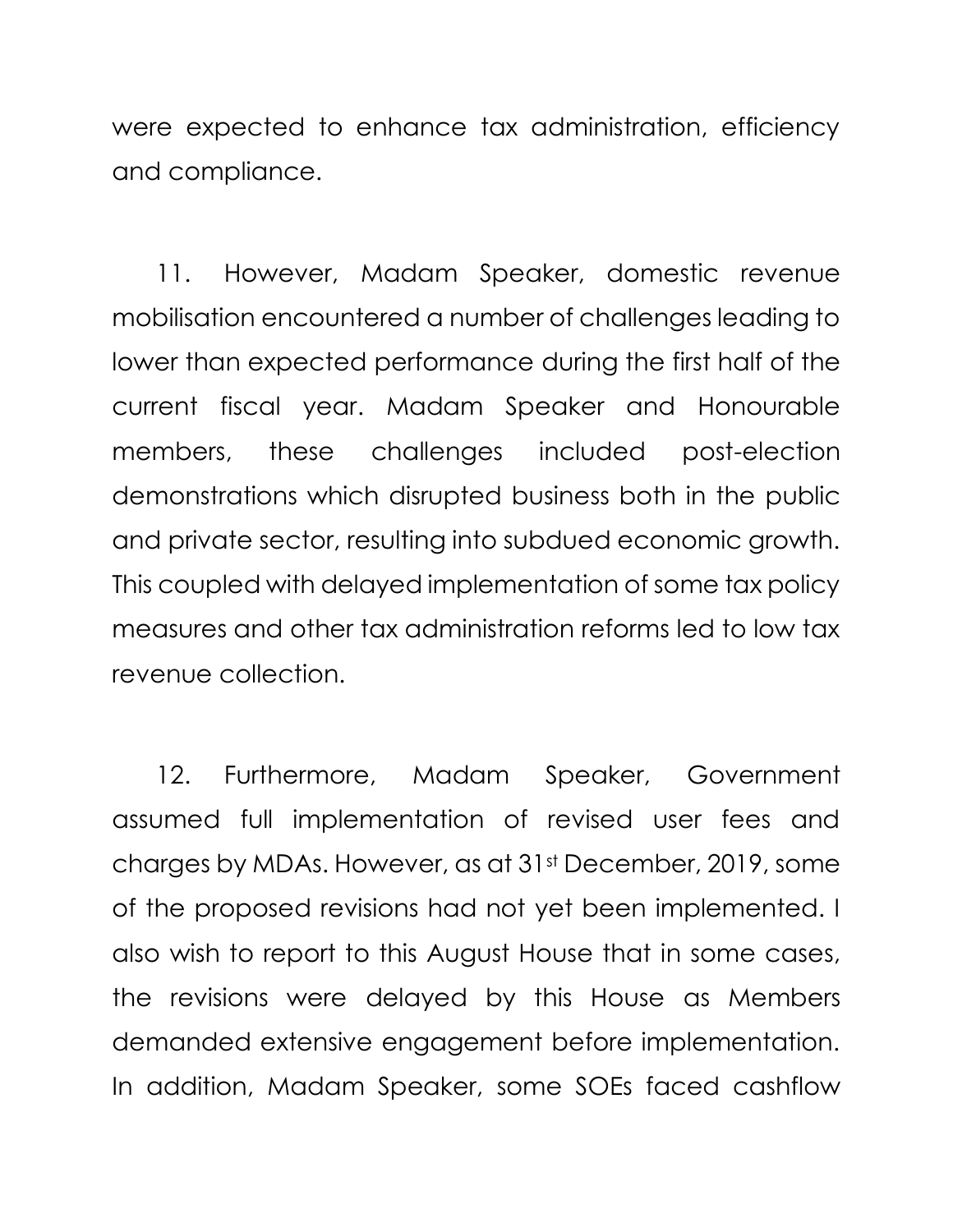were expected to enhance tax administration, efficiency and compliance.

11. However, Madam Speaker, domestic revenue mobilisation encountered a number of challenges leading to lower than expected performance during the first half of the current fiscal year. Madam Speaker and Honourable members, these challenges included post-election demonstrations which disrupted business both in the public and private sector, resulting into subdued economic growth. This coupled with delayed implementation of some tax policy measures and other tax administration reforms led to low tax revenue collection.

12. Furthermore, Madam Speaker, Government assumed full implementation of revised user fees and charges by MDAs. However, as at 31st December, 2019, some of the proposed revisions had not yet been implemented. I also wish to report to this August House that in some cases, the revisions were delayed by this House as Members demanded extensive engagement before implementation. In addition, Madam Speaker, some SOEs faced cashflow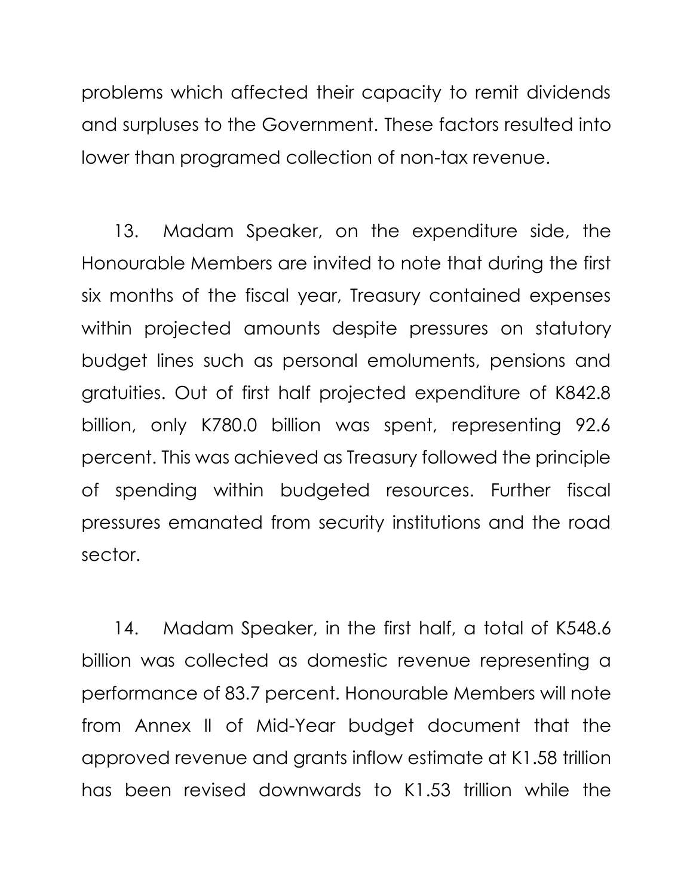problems which affected their capacity to remit dividends and surpluses to the Government. These factors resulted into lower than programed collection of non-tax revenue.

13. Madam Speaker, on the expenditure side, the Honourable Members are invited to note that during the first six months of the fiscal year, Treasury contained expenses within projected amounts despite pressures on statutory budget lines such as personal emoluments, pensions and gratuities. Out of first half projected expenditure of K842.8 billion, only K780.0 billion was spent, representing 92.6 percent. This was achieved as Treasury followed the principle of spending within budgeted resources. Further fiscal pressures emanated from security institutions and the road sector.

14. Madam Speaker, in the first half, a total of K548.6 billion was collected as domestic revenue representing a performance of 83.7 percent. Honourable Members will note from Annex II of Mid-Year budget document that the approved revenue and grants inflow estimate at K1.58 trillion has been revised downwards to K1.53 trillion while the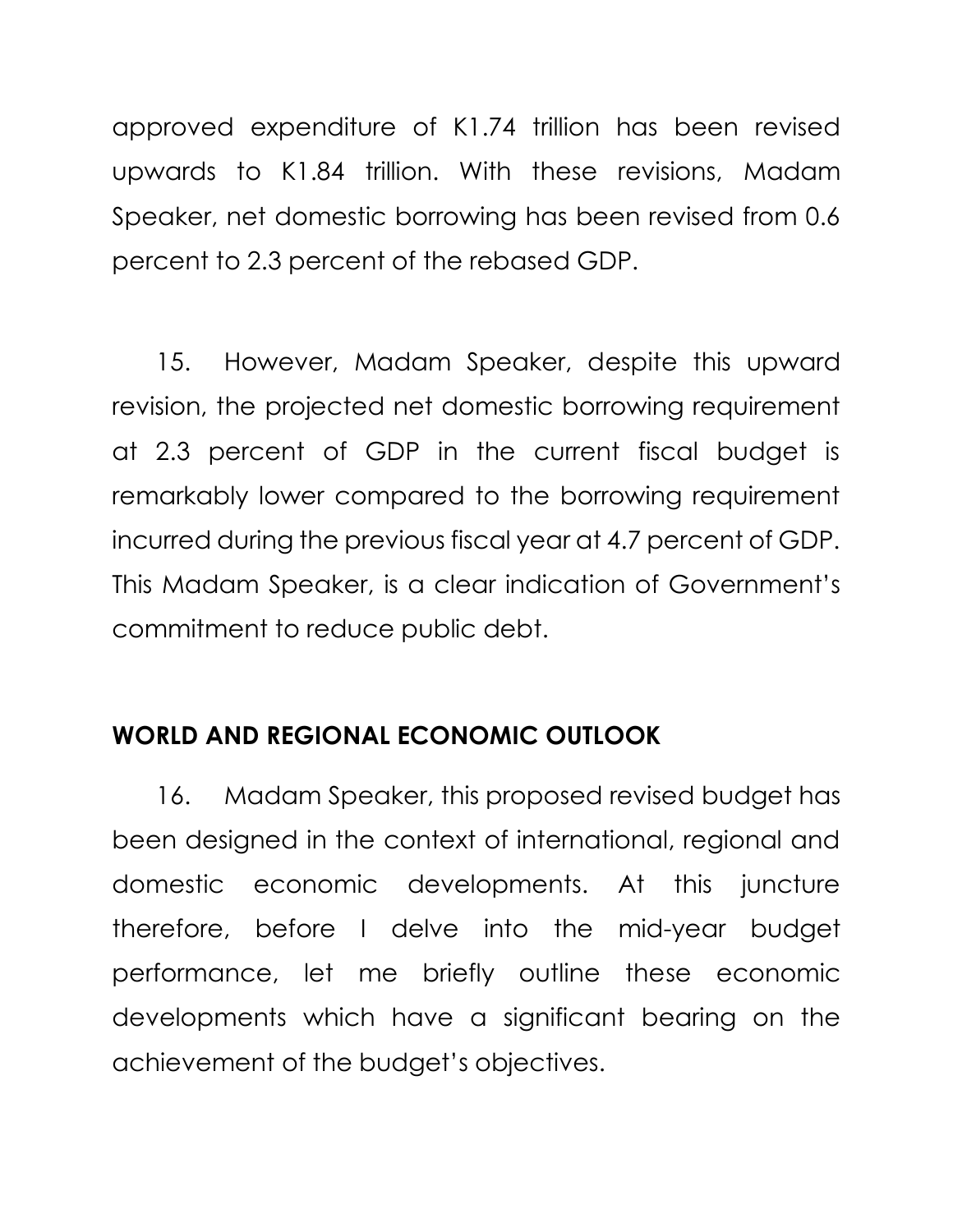approved expenditure of K1.74 trillion has been revised upwards to K1.84 trillion. With these revisions, Madam Speaker, net domestic borrowing has been revised from 0.6 percent to 2.3 percent of the rebased GDP.

15. However, Madam Speaker, despite this upward revision, the projected net domestic borrowing requirement at 2.3 percent of GDP in the current fiscal budget is remarkably lower compared to the borrowing requirement incurred during the previous fiscal year at 4.7 percent of GDP. This Madam Speaker, is a clear indication of Government's commitment to reduce public debt.

## WORLD AND REGIONAL ECONOMIC OUTLOOK

16. Madam Speaker, this proposed revised budget has been designed in the context of international, regional and domestic economic developments. At this juncture therefore, before I delve into the mid-year budget performance, let me briefly outline these economic developments which have a significant bearing on the achievement of the budget's objectives.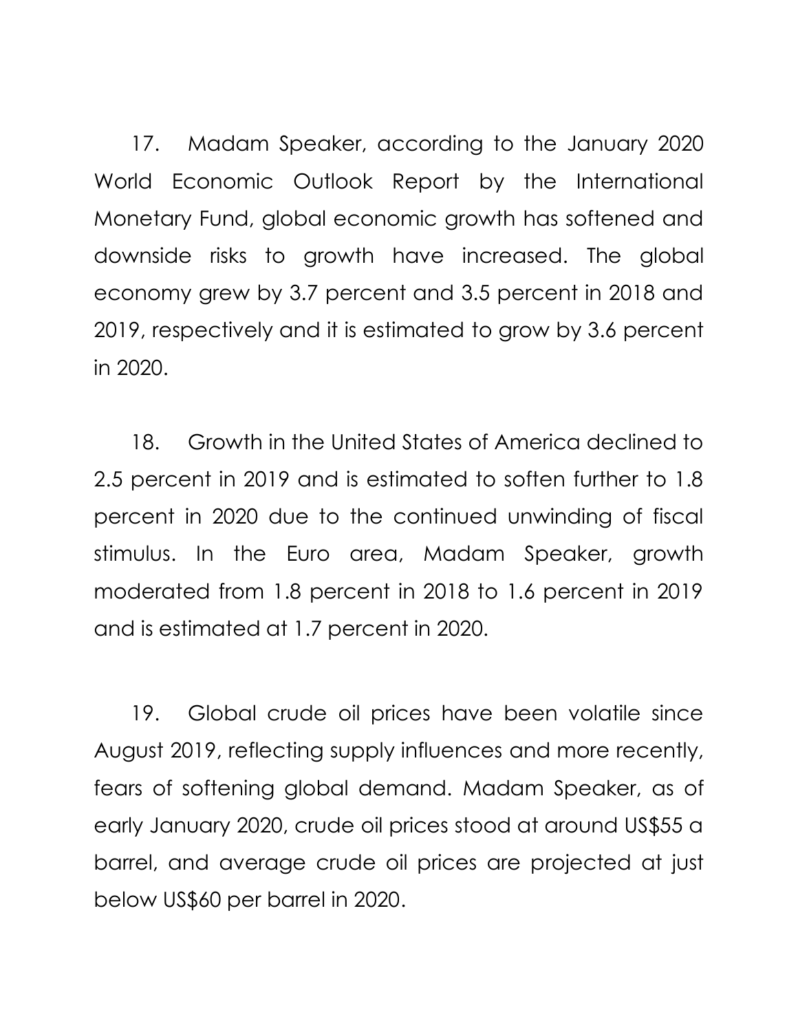17. Madam Speaker, according to the January 2020 World Economic Outlook Report by the International Monetary Fund, global economic growth has softened and downside risks to growth have increased. The global economy grew by 3.7 percent and 3.5 percent in 2018 and 2019, respectively and it is estimated to grow by 3.6 percent in 2020.

18. Growth in the United States of America declined to 2.5 percent in 2019 and is estimated to soften further to 1.8 percent in 2020 due to the continued unwinding of fiscal stimulus. In the Euro area, Madam Speaker, growth moderated from 1.8 percent in 2018 to 1.6 percent in 2019 and is estimated at 1.7 percent in 2020.

19. Global crude oil prices have been volatile since August 2019, reflecting supply influences and more recently, fears of softening global demand. Madam Speaker, as of early January 2020, crude oil prices stood at around US$55 a barrel, and average crude oil prices are projected at just below US$60 per barrel in 2020.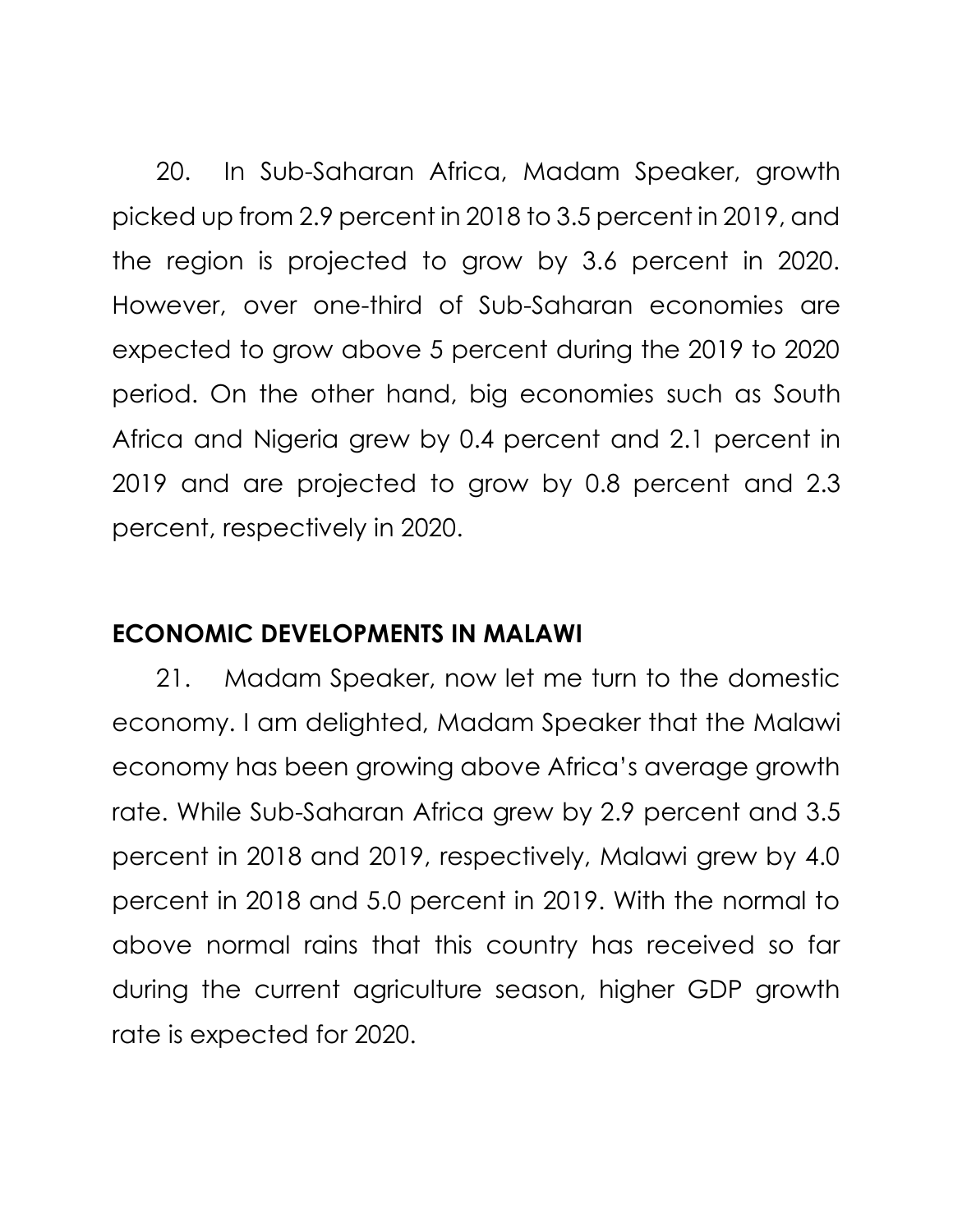20. In Sub-Saharan Africa, Madam Speaker, growth picked up from 2.9 percent in 2018 to 3.5 percent in 2019, and the region is projected to grow by 3.6 percent in 2020. However, over one-third of Sub-Saharan economies are expected to grow above 5 percent during the 2019 to 2020 period. On the other hand, big economies such as South Africa and Nigeria grew by 0.4 percent and 2.1 percent in 2019 and are projected to grow by 0.8 percent and 2.3 percent, respectively in 2020.

## ECONOMIC DEVELOPMENTS IN MALAWI

21. Madam Speaker, now let me turn to the domestic economy. I am delighted, Madam Speaker that the Malawi economy has been growing above Africa's average growth rate. While Sub-Saharan Africa grew by 2.9 percent and 3.5 percent in 2018 and 2019, respectively, Malawi grew by 4.0 percent in 2018 and 5.0 percent in 2019. With the normal to above normal rains that this country has received so far during the current agriculture season, higher GDP growth rate is expected for 2020.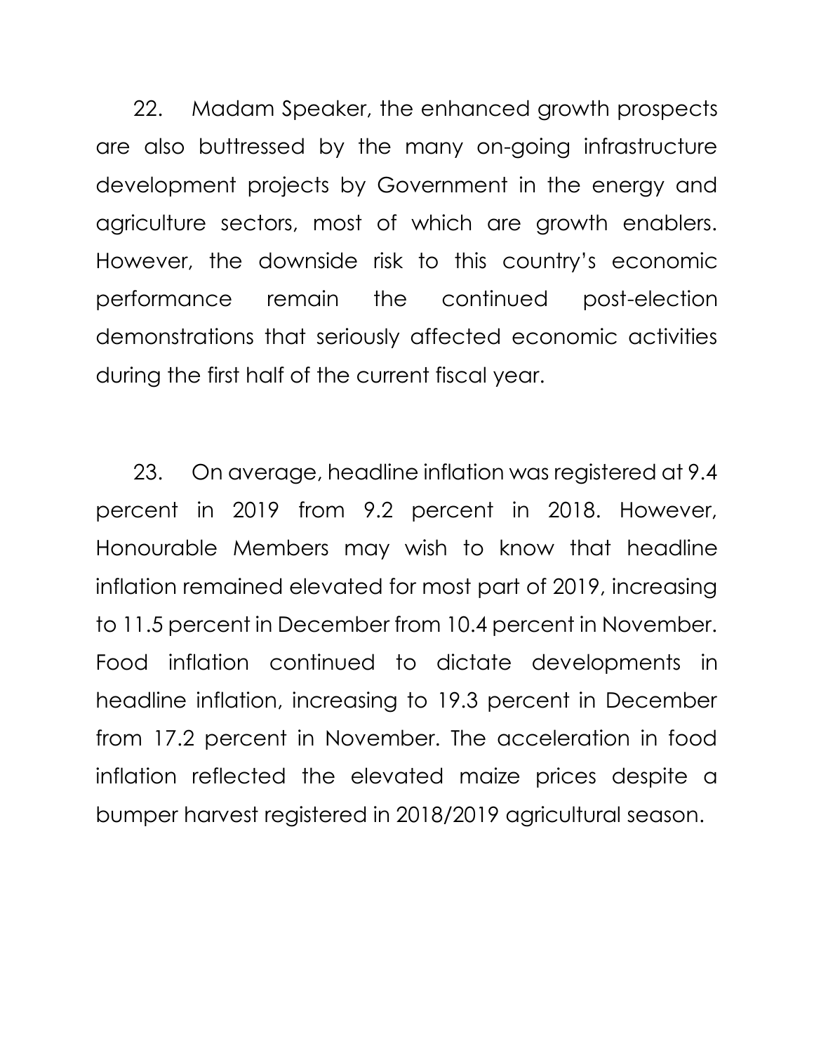22. Madam Speaker, the enhanced growth prospects are also buttressed by the many on-going infrastructure development projects by Government in the energy and agriculture sectors, most of which are growth enablers. However, the downside risk to this country's economic performance remain the continued post-election demonstrations that seriously affected economic activities during the first half of the current fiscal year.

23. On average, headline inflation was registered at 9.4 percent in 2019 from 9.2 percent in 2018. However, Honourable Members may wish to know that headline inflation remained elevated for most part of 2019, increasing to 11.5 percent in December from 10.4 percent in November. Food inflation continued to dictate developments in headline inflation, increasing to 19.3 percent in December from 17.2 percent in November. The acceleration in food inflation reflected the elevated maize prices despite a bumper harvest registered in 2018/2019 agricultural season.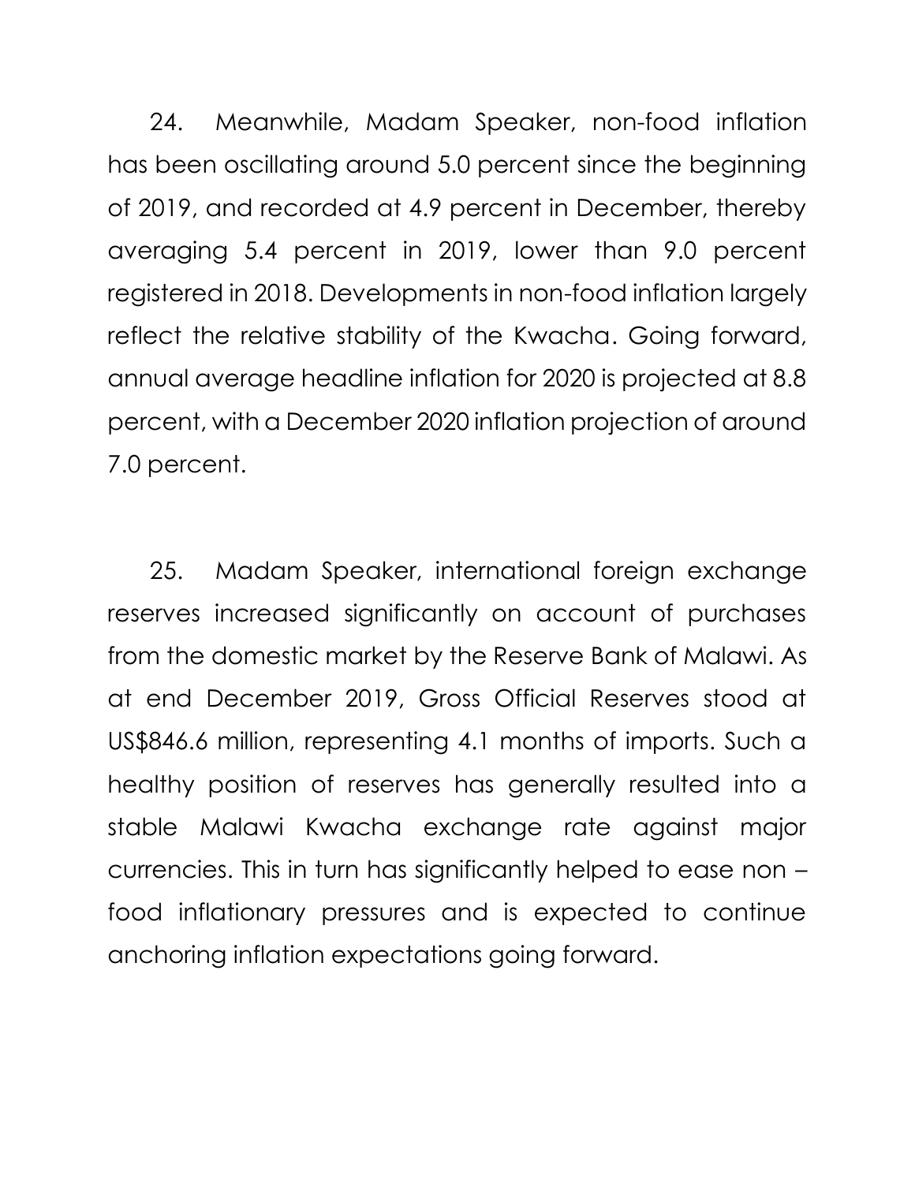24. Meanwhile, Madam Speaker, non-food inflation has been oscillating around 5.0 percent since the beginning of 2019, and recorded at 4.9 percent in December, thereby averaging 5.4 percent in 2019, lower than 9.0 percent registered in 2018. Developments in non-food inflation largely reflect the relative stability of the Kwacha. Going forward, annual average headline inflation for 2020 is projected at 8.8 percent, with a December 2020 inflation projection of around 7.0 percent.

25. Madam Speaker, international foreign exchange reserves increased significantly on account of purchases from the domestic market by the Reserve Bank of Malawi. As at end December 2019, Gross Official Reserves stood at US$846.6 million, representing 4.1 months of imports. Such a healthy position of reserves has generally resulted into a stable Malawi Kwacha exchange rate against major currencies. This in turn has significantly helped to ease non – food inflationary pressures and is expected to continue anchoring inflation expectations going forward.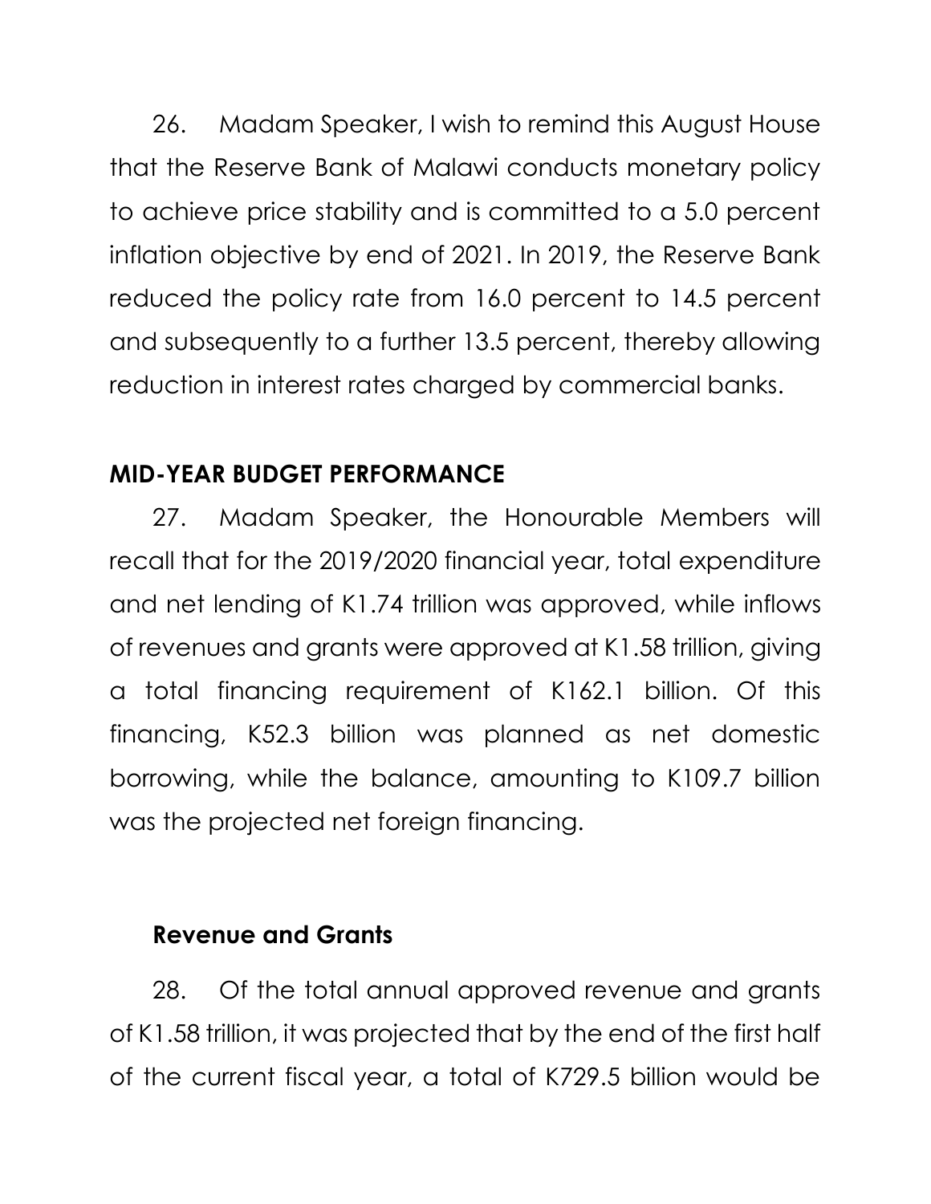26. Madam Speaker, I wish to remind this August House that the Reserve Bank of Malawi conducts monetary policy to achieve price stability and is committed to a 5.0 percent inflation objective by end of 2021. In 2019, the Reserve Bank reduced the policy rate from 16.0 percent to 14.5 percent and subsequently to a further 13.5 percent, thereby allowing reduction in interest rates charged by commercial banks.

## MID-YEAR BUDGET PERFORMANCE

27. Madam Speaker, the Honourable Members will recall that for the 2019/2020 financial year, total expenditure and net lending of K1.74 trillion was approved, while inflows of revenues and grants were approved at K1.58 trillion, giving a total financing requirement of K162.1 billion. Of this financing, K52.3 billion was planned as net domestic borrowing, while the balance, amounting to K109.7 billion was the projected net foreign financing.

### Revenue and Grants

28. Of the total annual approved revenue and grants of K1.58 trillion, it was projected that by the end of the first half of the current fiscal year, a total of K729.5 billion would be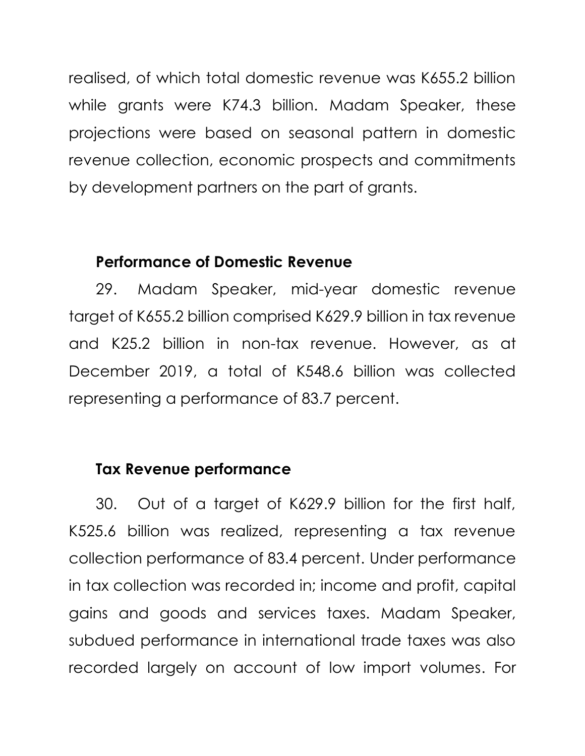realised, of which total domestic revenue was K655.2 billion while grants were K74.3 billion. Madam Speaker, these projections were based on seasonal pattern in domestic revenue collection, economic prospects and commitments by development partners on the part of grants.

### Performance of Domestic Revenue

29. Madam Speaker, mid-year domestic revenue target of K655.2 billion comprised K629.9 billion in tax revenue and K25.2 billion in non-tax revenue. However, as at December 2019, a total of K548.6 billion was collected representing a performance of 83.7 percent.

### Tax Revenue performance

30. Out of a target of K629.9 billion for the first half, K525.6 billion was realized, representing a tax revenue collection performance of 83.4 percent. Under performance in tax collection was recorded in; income and profit, capital gains and goods and services taxes. Madam Speaker, subdued performance in international trade taxes was also recorded largely on account of low import volumes. For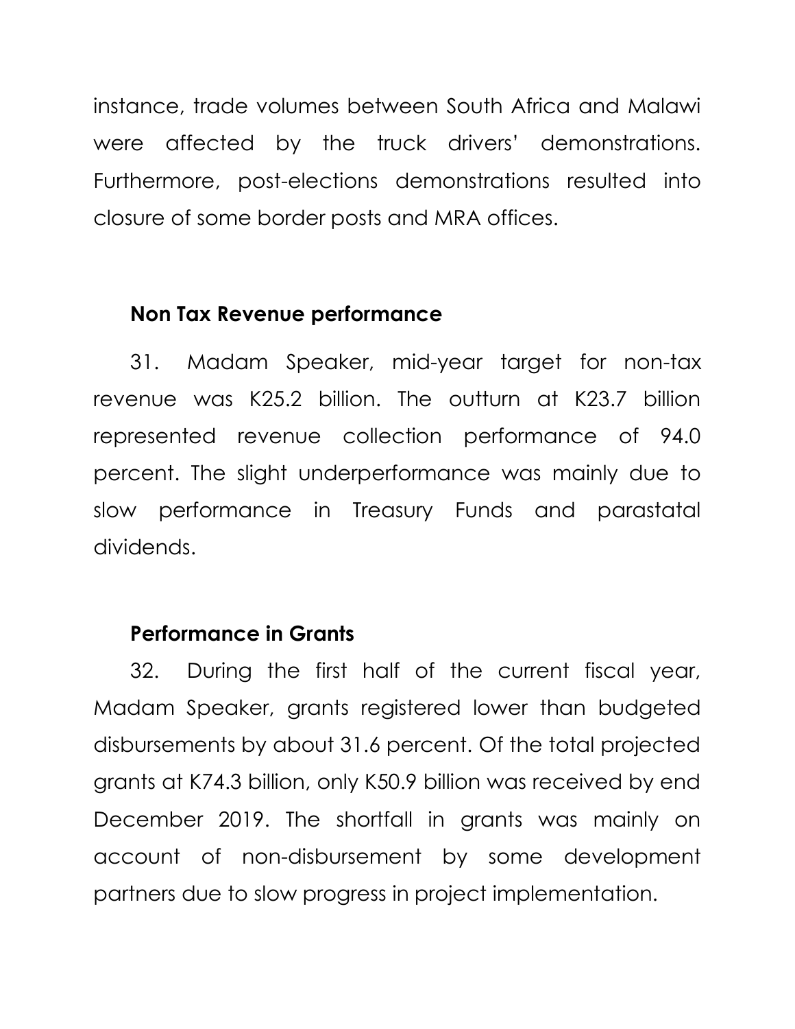instance, trade volumes between South Africa and Malawi were affected by the truck drivers' demonstrations. Furthermore, post-elections demonstrations resulted into closure of some border posts and MRA offices.

### Non Tax Revenue performance

31. Madam Speaker, mid-year target for non-tax revenue was K25.2 billion. The outturn at K23.7 billion represented revenue collection performance of 94.0 percent. The slight underperformance was mainly due to slow performance in Treasury Funds and parastatal dividends.

### Performance in Grants

32. During the first half of the current fiscal year, Madam Speaker, grants registered lower than budgeted disbursements by about 31.6 percent. Of the total projected grants at K74.3 billion, only K50.9 billion was received by end December 2019. The shortfall in grants was mainly on account of non-disbursement by some development partners due to slow progress in project implementation.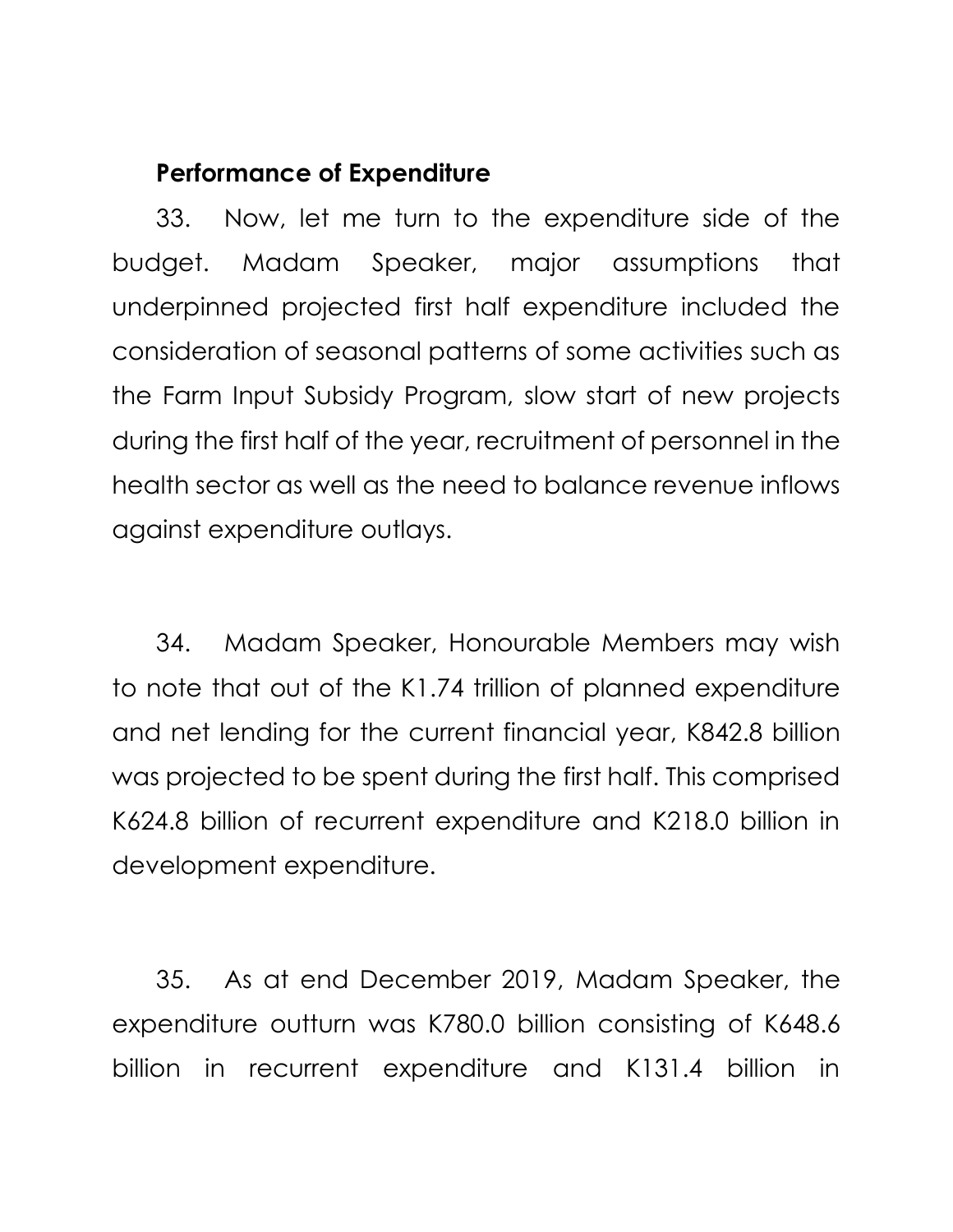### Performance of Expenditure

33. Now, let me turn to the expenditure side of the budget. Madam Speaker, major assumptions that underpinned projected first half expenditure included the consideration of seasonal patterns of some activities such as the Farm Input Subsidy Program, slow start of new projects during the first half of the year, recruitment of personnel in the health sector as well as the need to balance revenue inflows against expenditure outlays.

34. Madam Speaker, Honourable Members may wish to note that out of the K1.74 trillion of planned expenditure and net lending for the current financial year, K842.8 billion was projected to be spent during the first half. This comprised K624.8 billion of recurrent expenditure and K218.0 billion in development expenditure.

35. As at end December 2019, Madam Speaker, the expenditure outturn was K780.0 billion consisting of K648.6 billion in recurrent expenditure and K131.4 billion in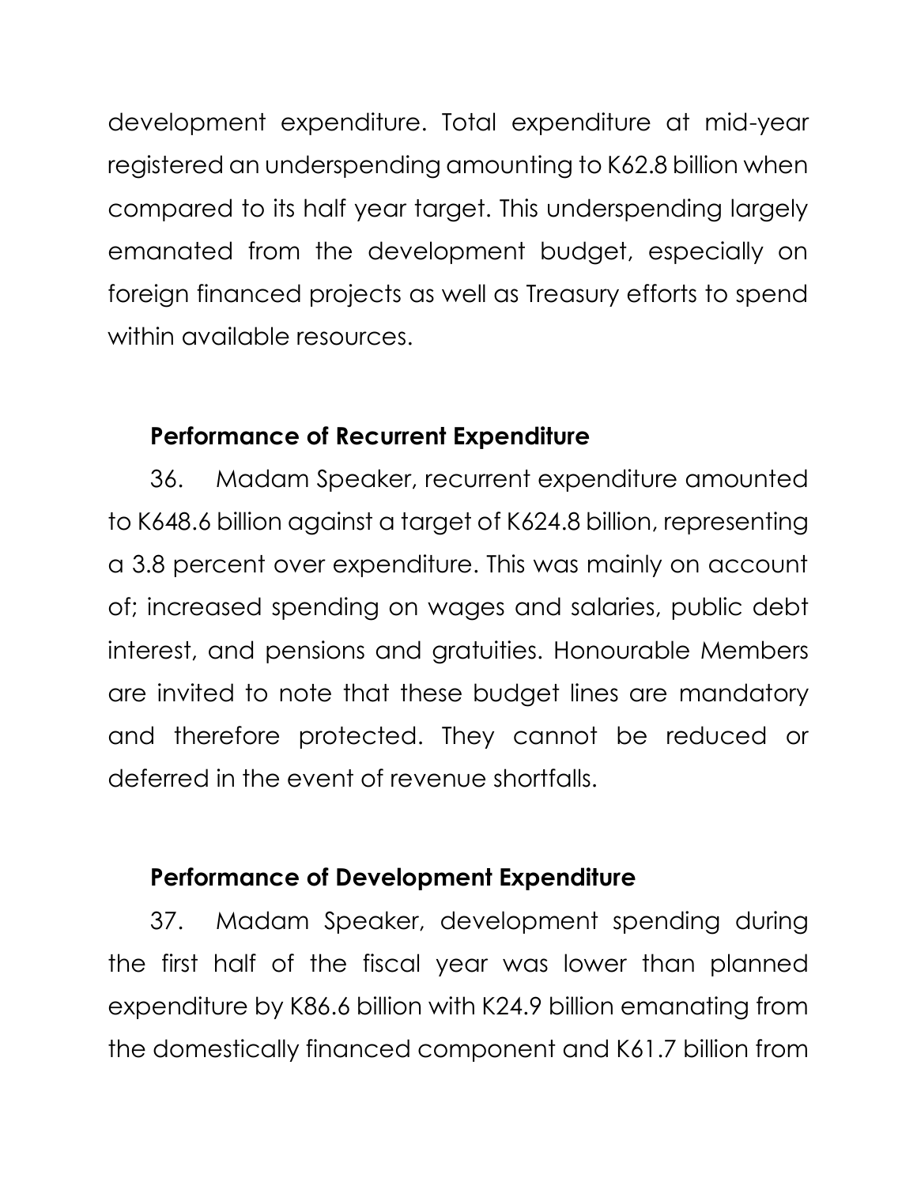development expenditure. Total expenditure at mid-year registered an underspending amounting to K62.8 billion when compared to its half year target. This underspending largely emanated from the development budget, especially on foreign financed projects as well as Treasury efforts to spend within available resources.

**Performance of Recurrent Expenditure**

36. Madam Speaker, recurrent expenditure amounted to K648.6 billion against a target of K624.8 billion, representing a 3.8 percent over expenditure. This was mainly on account of; increased spending on wages and salaries, public debt interest, and pensions and gratuities. Honourable Members are invited to note that these budget lines are mandatory and therefore protected. They cannot be reduced or deferred in the event of revenue shortfalls.

**Performance of Development Expenditure**

37. Madam Speaker, development spending during the first half of the fiscal year was lower than planned expenditure by K86.6 billion with K24.9 billion emanating from the domestically financed component and K61.7 billion from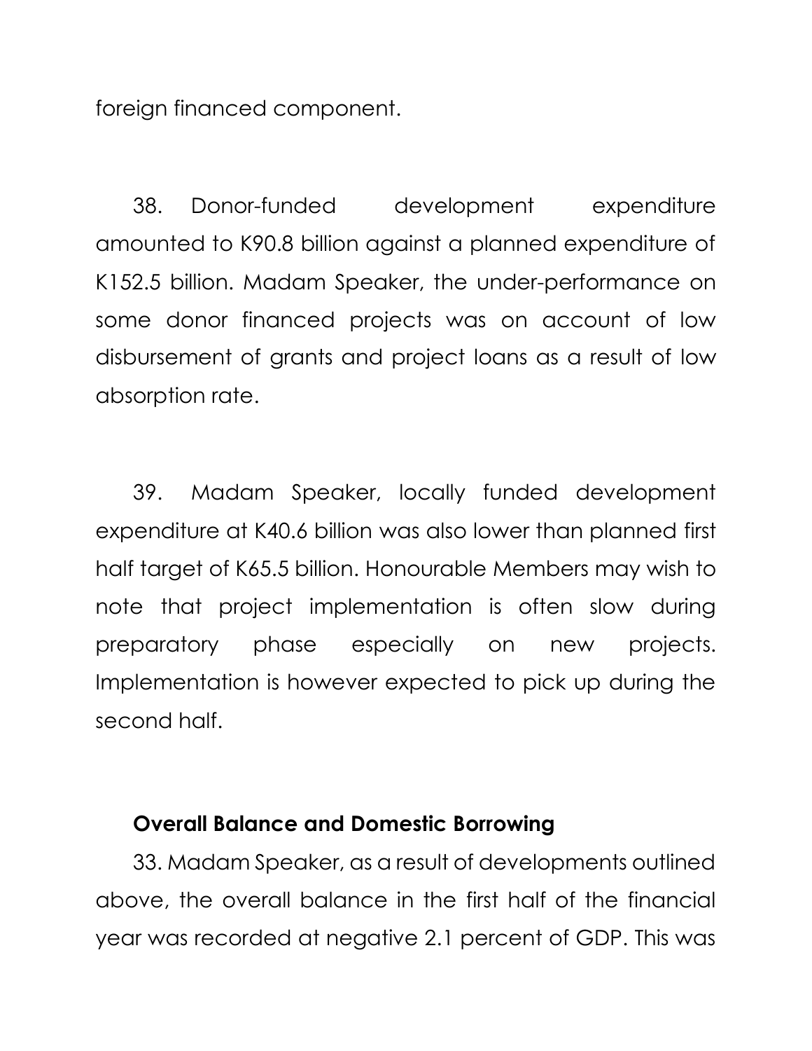foreign financed component.

38. Donor-funded development expenditure amounted to K90.8 billion against a planned expenditure of K152.5 billion. Madam Speaker, the under-performance on some donor financed projects was on account of low disbursement of grants and project loans as a result of low absorption rate.

39. Madam Speaker, locally funded development expenditure at K40.6 billion was also lower than planned first half target of K65.5 billion. Honourable Members may wish to note that project implementation is often slow during preparatory phase especially on new projects. Implementation is however expected to pick up during the second half.

**Overall Balance and Domestic Borrowing**

33. Madam Speaker, as a result of developments outlined above, the overall balance in the first half of the financial year was recorded at negative 2.1 percent of GDP. This was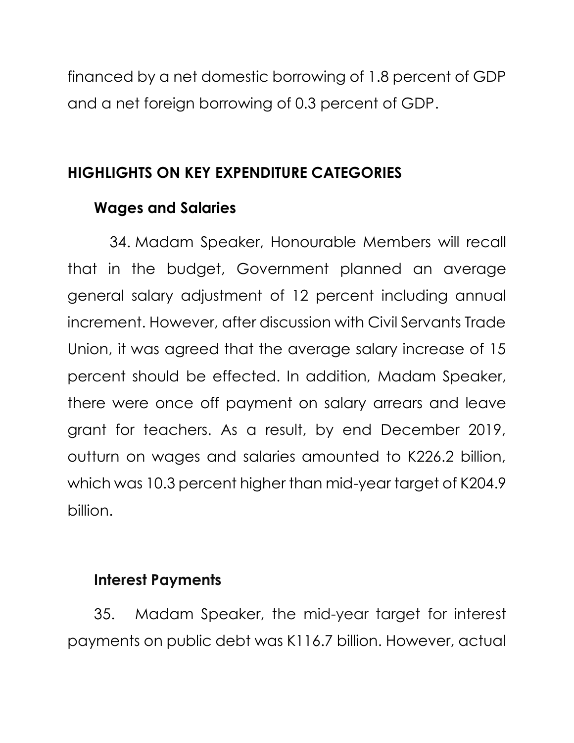financed by a net domestic borrowing of 1.8 percent of GDP and a net foreign borrowing of 0.3 percent of GDP.

## HIGHLIGHTS ON KEY EXPENDITURE CATEGORIES

### Wages and Salaries

34. Madam Speaker, Honourable Members will recall that in the budget, Government planned an average general salary adjustment of 12 percent including annual increment. However, after discussion with Civil Servants Trade Union, it was agreed that the average salary increase of 15 percent should be effected. In addition, Madam Speaker, there were once off payment on salary arrears and leave grant for teachers. As a result, by end December 2019, outturn on wages and salaries amounted to K226.2 billion, which was 10.3 percent higher than mid-year target of K204.9 billion.

### Interest Payments

35. Madam Speaker, the mid-year target for interest payments on public debt was K116.7 billion. However, actual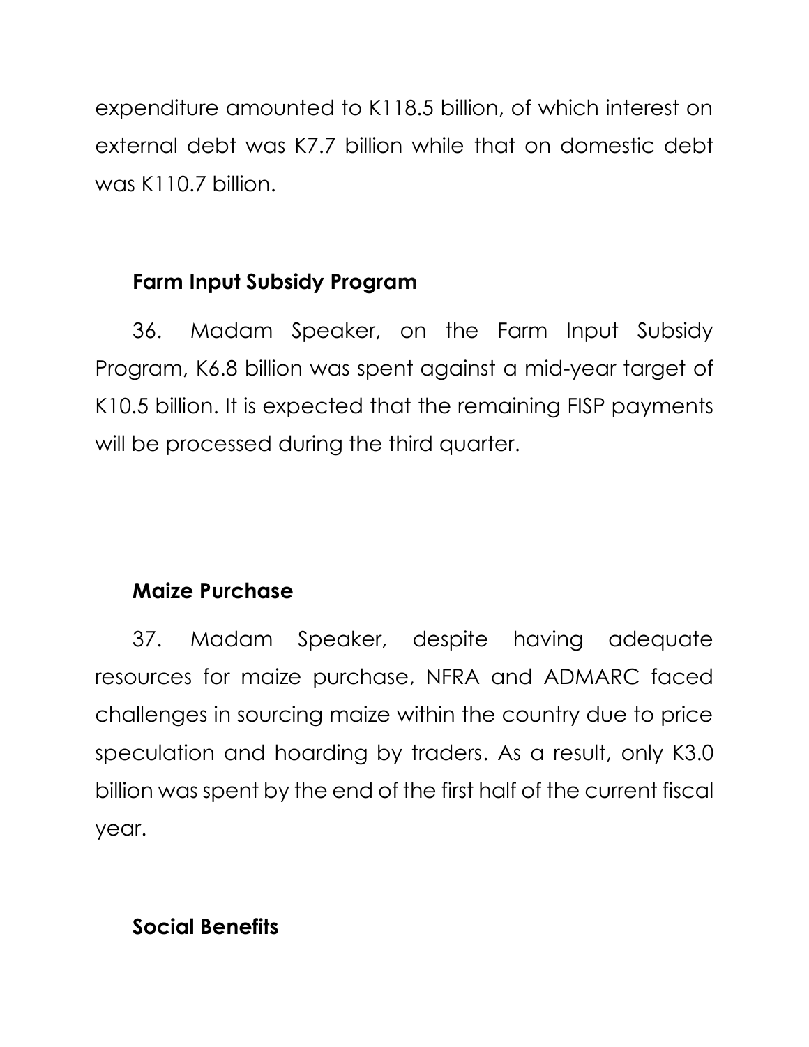expenditure amounted to K118.5 billion, of which interest on external debt was K7.7 billion while that on domestic debt was K110.7 billion.

### Farm Input Subsidy Program

36. Madam Speaker, on the Farm Input Subsidy Program, K6.8 billion was spent against a mid-year target of K10.5 billion. It is expected that the remaining FISP payments will be processed during the third quarter.

### Maize Purchase

37. Madam Speaker, despite having adequate resources for maize purchase, NFRA and ADMARC faced challenges in sourcing maize within the country due to price speculation and hoarding by traders. As a result, only K3.0 billion was spent by the end of the first half of the current fiscal year.

### Social Benefits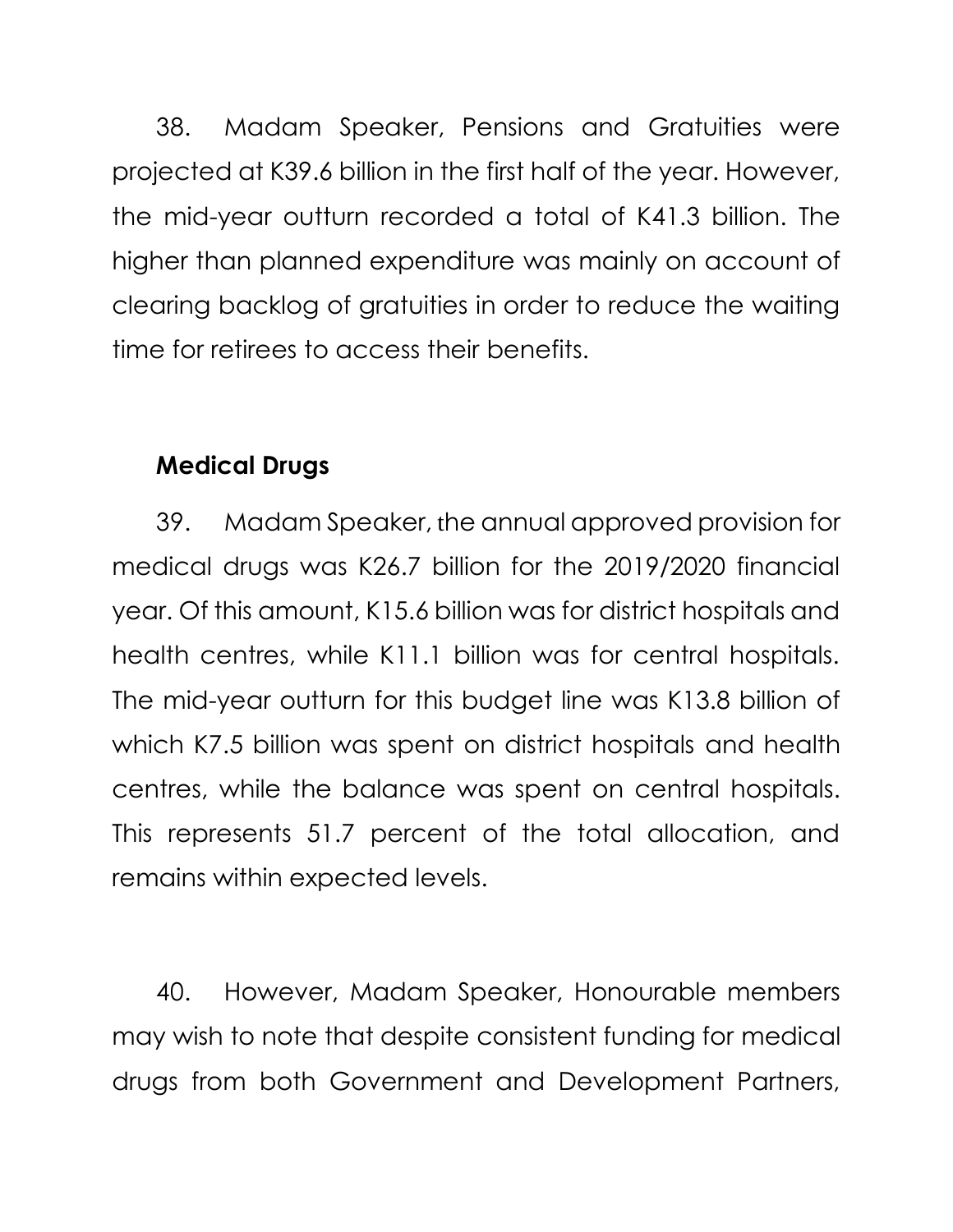38. Madam Speaker, Pensions and Gratuities were projected at K39.6 billion in the first half of the year. However, the mid-year outturn recorded a total of K41.3 billion. The higher than planned expenditure was mainly on account of clearing backlog of gratuities in order to reduce the waiting time for retirees to access their benefits.

### Medical Drugs

39. Madam Speaker, the annual approved provision for medical drugs was K26.7 billion for the 2019/2020 financial year. Of this amount, K15.6 billion was for district hospitals and health centres, while K11.1 billion was for central hospitals. The mid-year outturn for this budget line was K13.8 billion of which K7.5 billion was spent on district hospitals and health centres, while the balance was spent on central hospitals. This represents 51.7 percent of the total allocation, and remains within expected levels.

40. However, Madam Speaker, Honourable members may wish to note that despite consistent funding for medical drugs from both Government and Development Partners,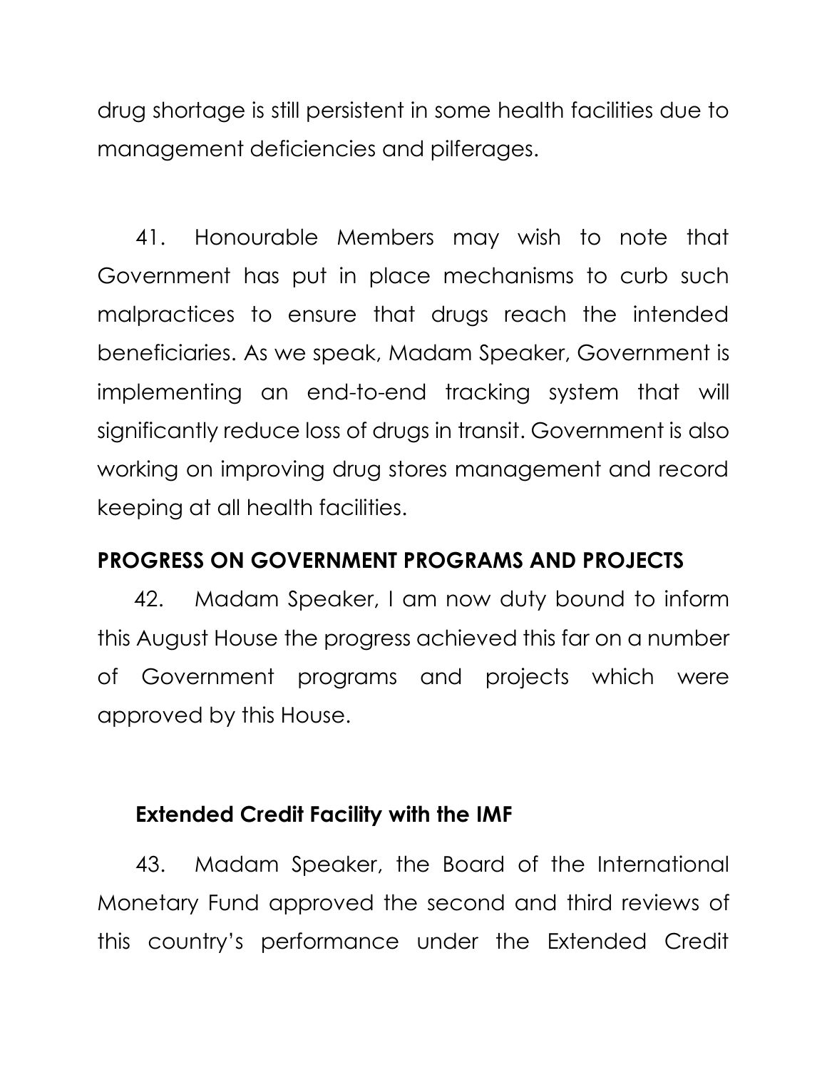drug shortage is still persistent in some health facilities due to management deficiencies and pilferages.

41. Honourable Members may wish to note that Government has put in place mechanisms to curb such malpractices to ensure that drugs reach the intended beneficiaries. As we speak, Madam Speaker, Government is implementing an end-to-end tracking system that will significantly reduce loss of drugs in transit. Government is also working on improving drug stores management and record keeping at all health facilities.

## PROGRESS ON GOVERNMENT PROGRAMS AND PROJECTS

42. Madam Speaker, I am now duty bound to inform this August House the progress achieved this far on a number of Government programs and projects which were approved by this House.

### Extended Credit Facility with the IMF

43. Madam Speaker, the Board of the International Monetary Fund approved the second and third reviews of this country's performance under the Extended Credit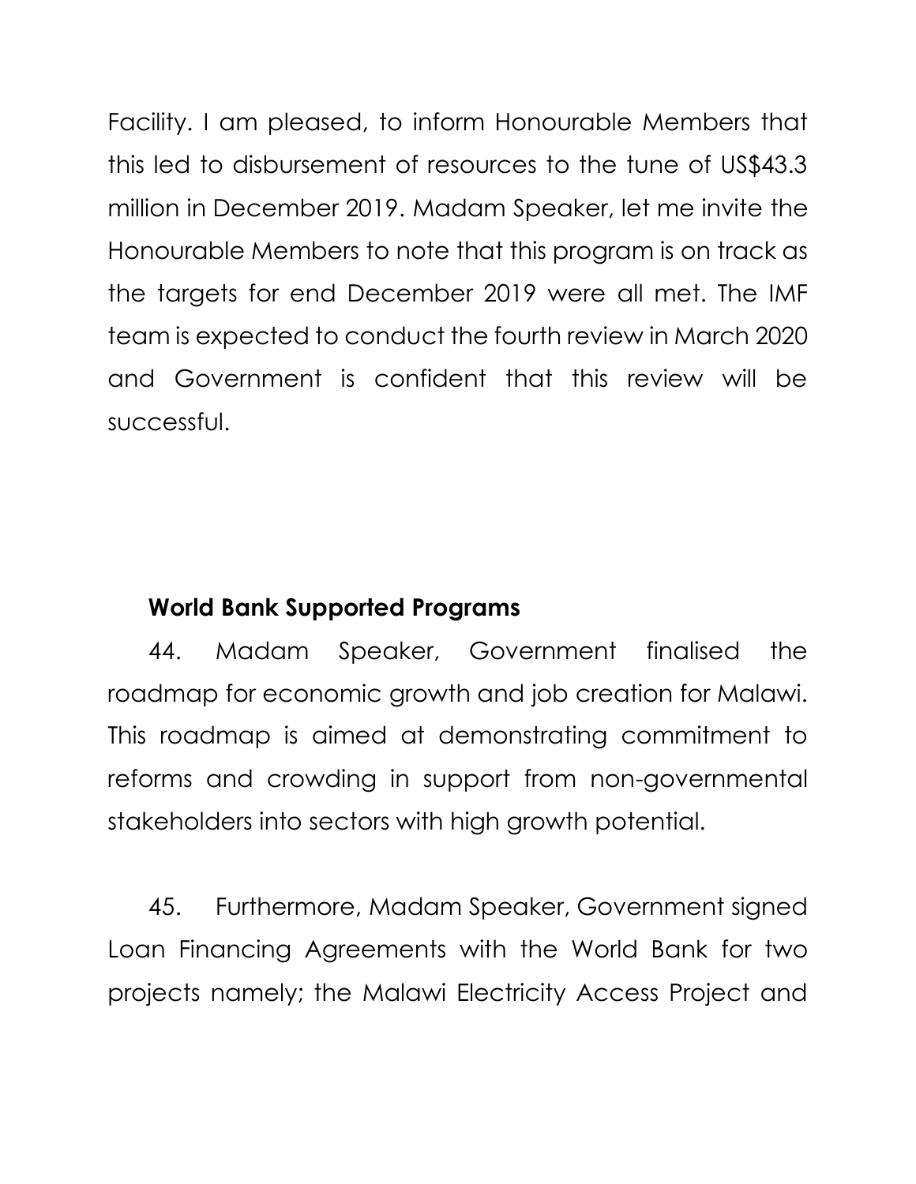Facility. I am pleased, to inform Honourable Members that this led to disbursement of resources to the tune of US$43.3 million in December 2019. Madam Speaker, let me invite the Honourable Members to note that this program is on track as the targets for end December 2019 were all met. The IMF team is expected to conduct the fourth review in March 2020 and Government is confident that this review will be successful.

**World Bank Supported Programs**

44. Madam Speaker, Government finalised the roadmap for economic growth and job creation for Malawi. This roadmap is aimed at demonstrating commitment to reforms and crowding in support from non-governmental stakeholders into sectors with high growth potential.

45. Furthermore, Madam Speaker, Government signed Loan Financing Agreements with the World Bank for two projects namely; the Malawi Electricity Access Project and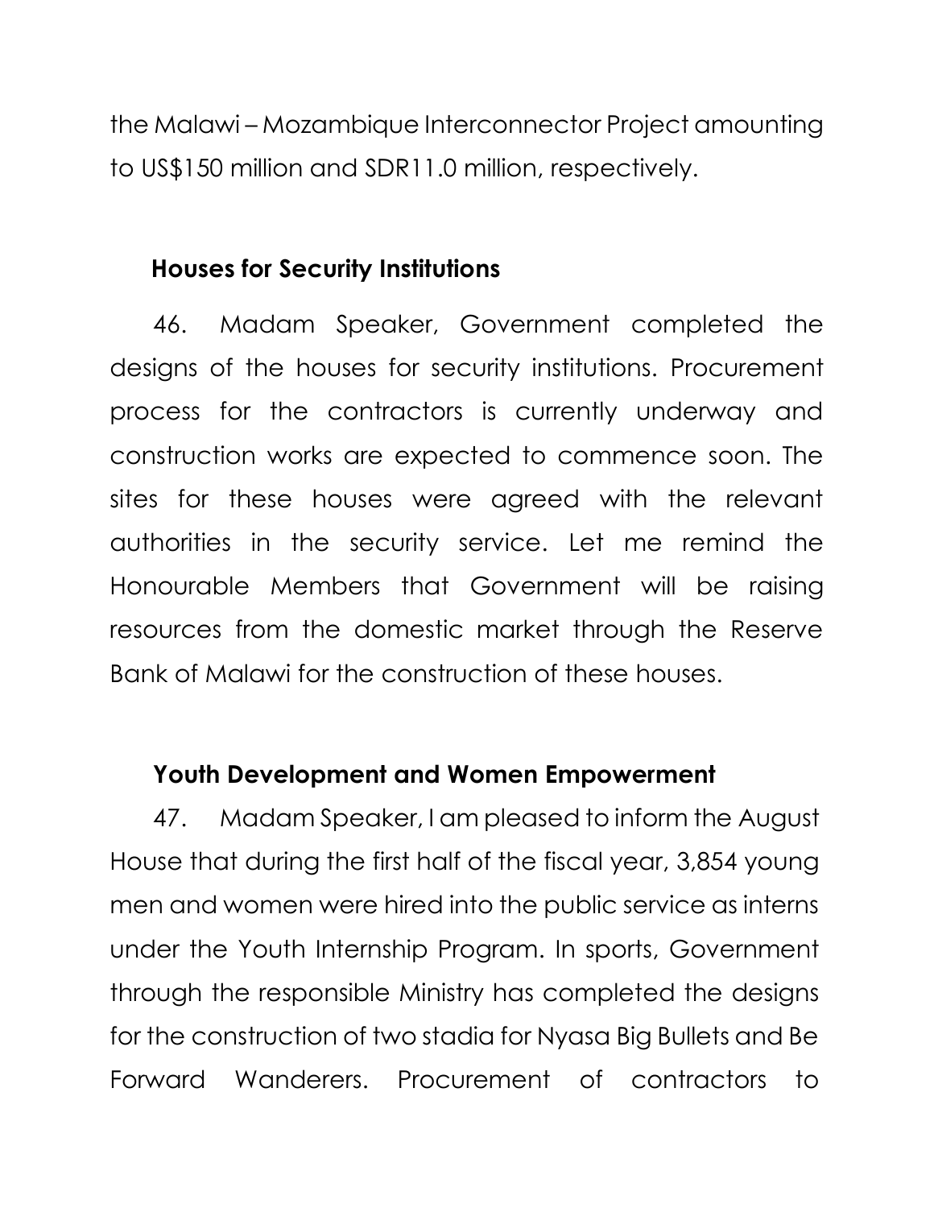the Malawi – Mozambique Interconnector Project amounting to US$150 million and SDR11.0 million, respectively.

### Houses for Security Institutions

46. Madam Speaker, Government completed the designs of the houses for security institutions. Procurement process for the contractors is currently underway and construction works are expected to commence soon. The sites for these houses were agreed with the relevant authorities in the security service. Let me remind the Honourable Members that Government will be raising resources from the domestic market through the Reserve Bank of Malawi for the construction of these houses.

### Youth Development and Women Empowerment

47. Madam Speaker, I am pleased to inform the August House that during the first half of the fiscal year, 3,854 young men and women were hired into the public service as interns under the Youth Internship Program. In sports, Government through the responsible Ministry has completed the designs for the construction of two stadia for Nyasa Big Bullets and Be Forward Wanderers. Procurement of contractors to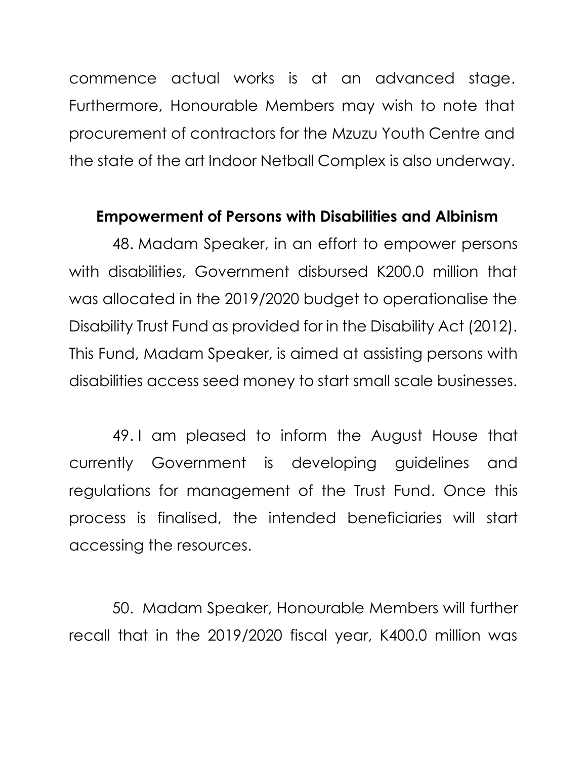commence actual works is at an advanced stage. Furthermore, Honourable Members may wish to note that procurement of contractors for the Mzuzu Youth Centre and the state of the art Indoor Netball Complex is also underway.

### Empowerment of Persons with Disabilities and Albinism

48. Madam Speaker, in an effort to empower persons with disabilities, Government disbursed K200.0 million that was allocated in the 2019/2020 budget to operationalise the Disability Trust Fund as provided for in the Disability Act (2012). This Fund, Madam Speaker, is aimed at assisting persons with disabilities access seed money to start small scale businesses.

49. I am pleased to inform the August House that currently Government is developing guidelines and regulations for management of the Trust Fund. Once this process is finalised, the intended beneficiaries will start accessing the resources.

50. Madam Speaker, Honourable Members will further recall that in the 2019/2020 fiscal year, K400.0 million was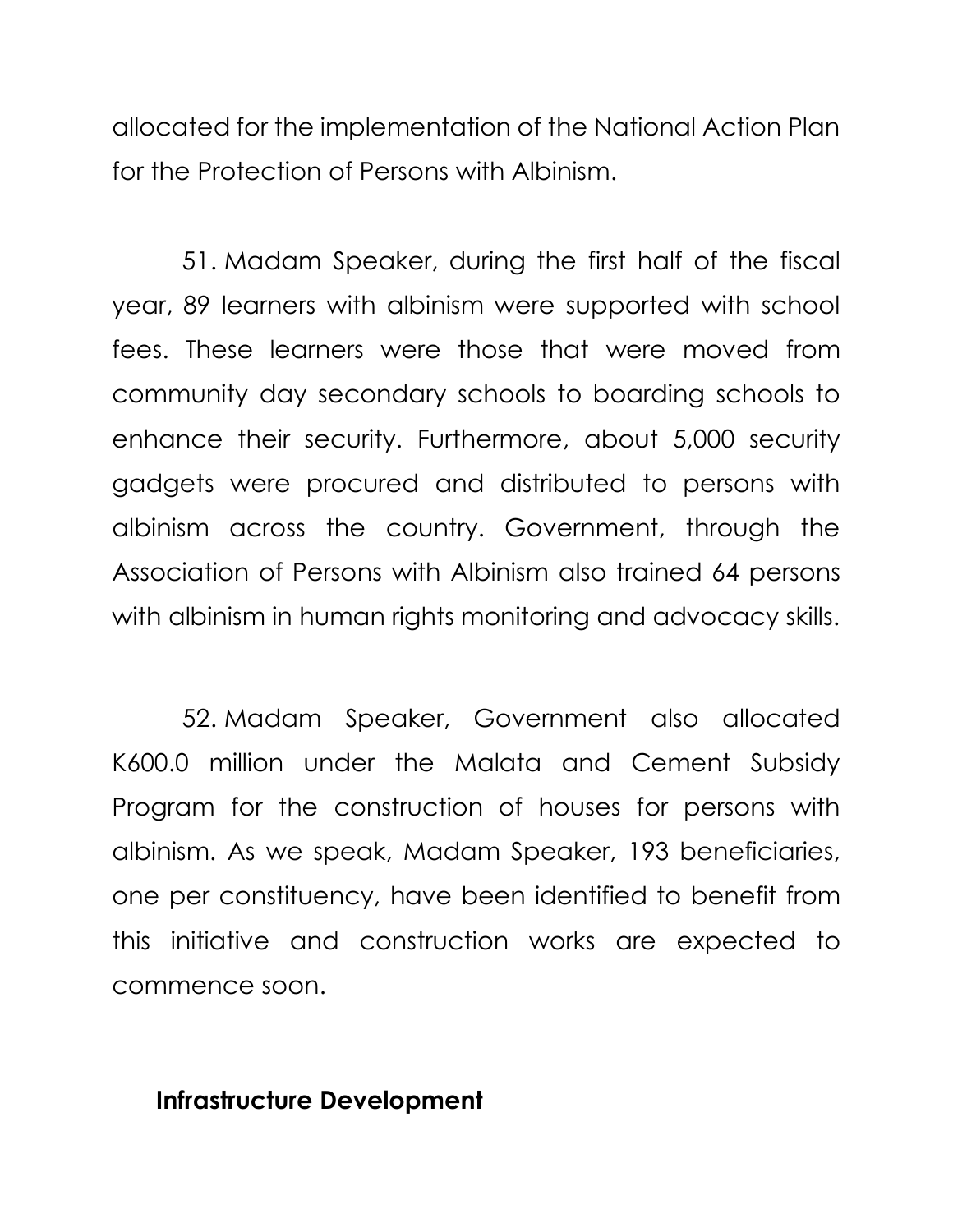allocated for the implementation of the National Action Plan for the Protection of Persons with Albinism.

51. Madam Speaker, during the first half of the fiscal year, 89 learners with albinism were supported with school fees. These learners were those that were moved from community day secondary schools to boarding schools to enhance their security. Furthermore, about 5,000 security gadgets were procured and distributed to persons with albinism across the country. Government, through the Association of Persons with Albinism also trained 64 persons with albinism in human rights monitoring and advocacy skills.

52. Madam Speaker, Government also allocated K600.0 million under the Malata and Cement Subsidy Program for the construction of houses for persons with albinism. As we speak, Madam Speaker, 193 beneficiaries, one per constituency, have been identified to benefit from this initiative and construction works are expected to commence soon.

## Infrastructure Development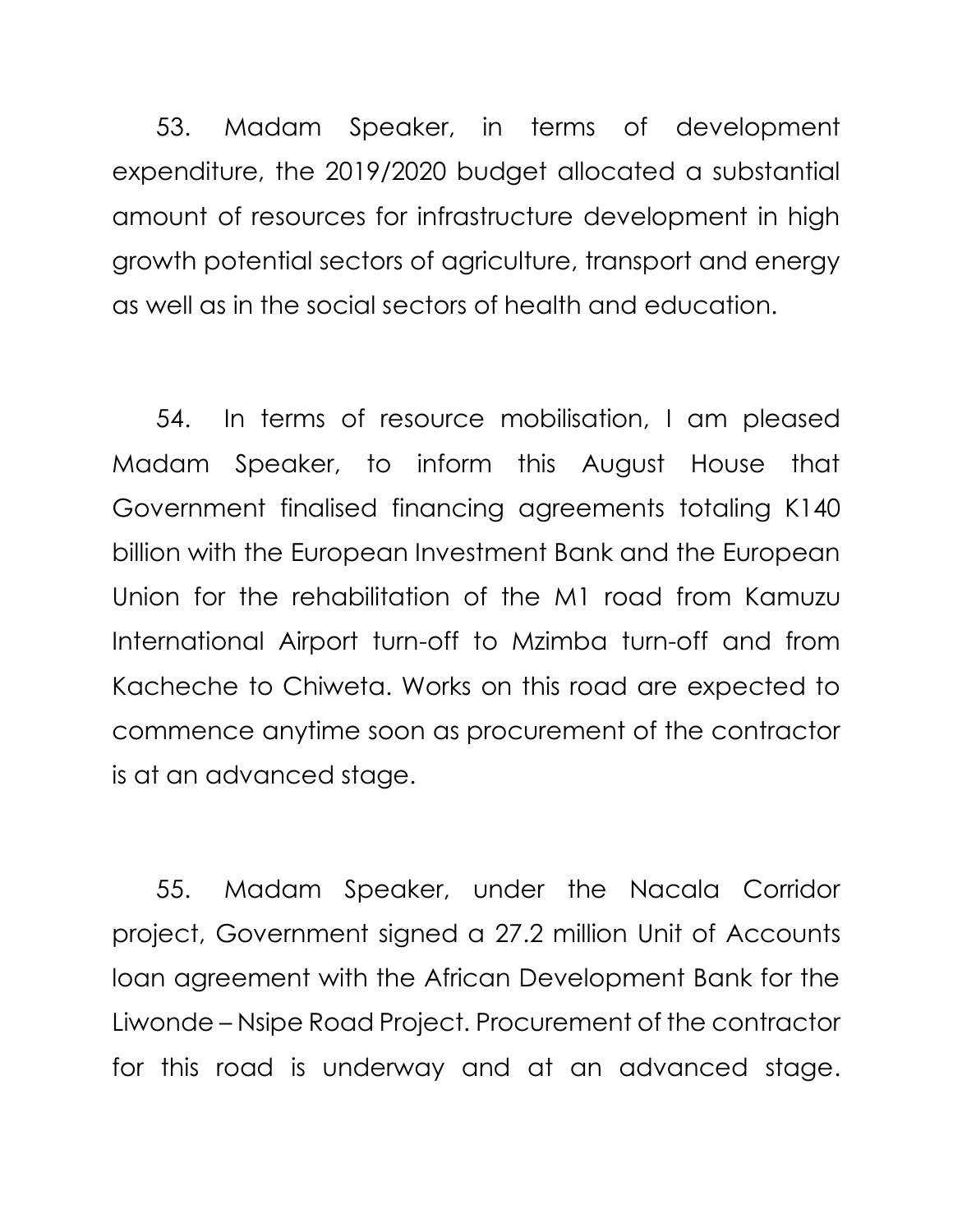53. Madam Speaker, in terms of development expenditure, the 2019/2020 budget allocated a substantial amount of resources for infrastructure development in high growth potential sectors of agriculture, transport and energy as well as in the social sectors of health and education.

54. In terms of resource mobilisation, I am pleased Madam Speaker, to inform this August House that Government finalised financing agreements totaling K140 billion with the European Investment Bank and the European Union for the rehabilitation of the M1 road from Kamuzu International Airport turn-off to Mzimba turn-off and from Kacheche to Chiweta. Works on this road are expected to commence anytime soon as procurement of the contractor is at an advanced stage.

55. Madam Speaker, under the Nacala Corridor project, Government signed a 27.2 million Unit of Accounts loan agreement with the African Development Bank for the Liwonde – Nsipe Road Project. Procurement of the contractor for this road is underway and at an advanced stage.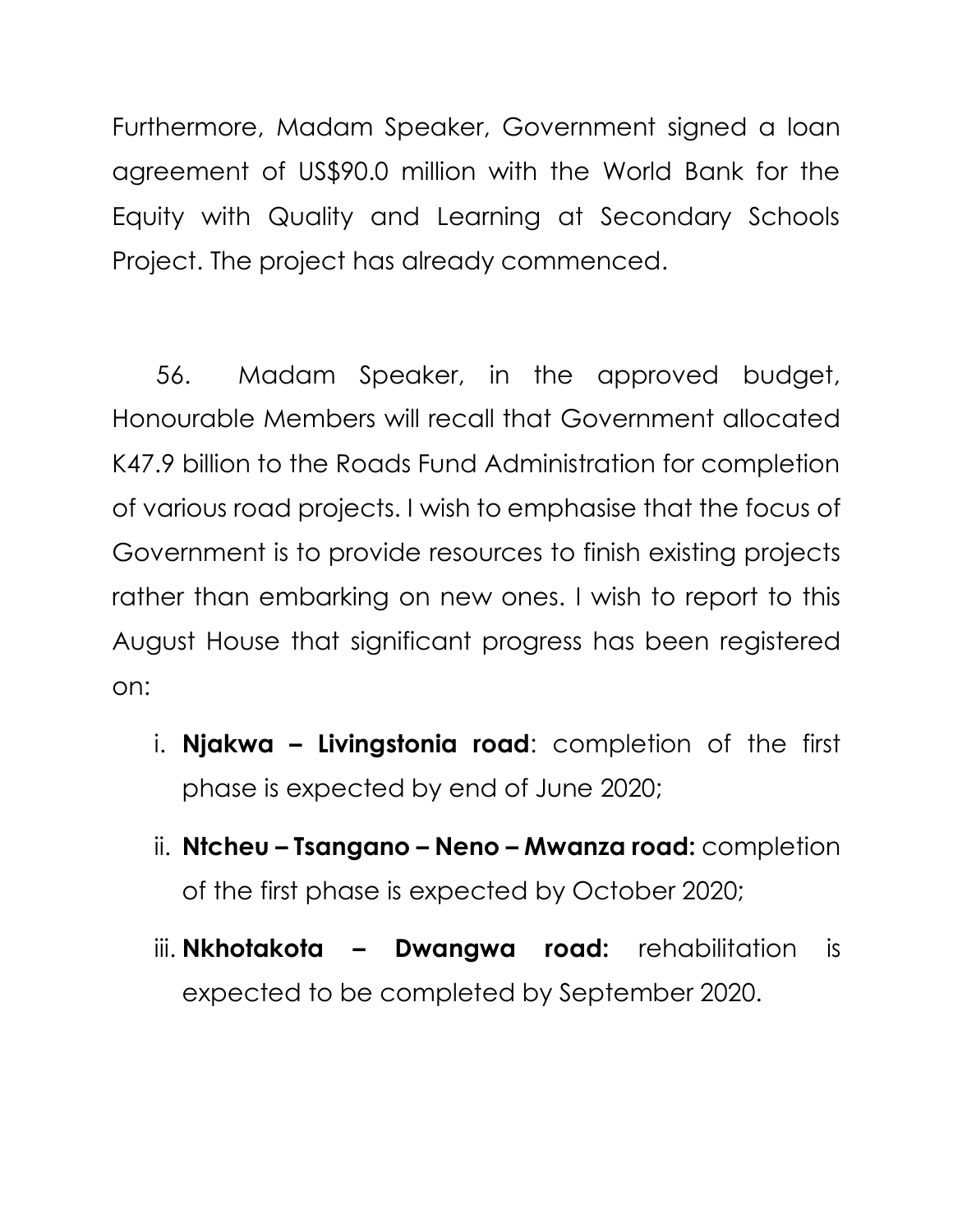Furthermore, Madam Speaker, Government signed a loan agreement of US$90.0 million with the World Bank for the Equity with Quality and Learning at Secondary Schools Project. The project has already commenced.

56. Madam Speaker, in the approved budget, Honourable Members will recall that Government allocated K47.9 billion to the Roads Fund Administration for completion of various road projects. I wish to emphasise that the focus of Government is to provide resources to finish existing projects rather than embarking on new ones. I wish to report to this August House that significant progress has been registered on:

i. **Njakwa – Livingstonia road**: completion of the first phase is expected by end of June 2020;

ii. **Ntcheu – Tsangano – Neno – Mwanza road:** completion of the first phase is expected by October 2020;

iii. **Nkhotakota – Dwangwa road:** rehabilitation is expected to be completed by September 2020.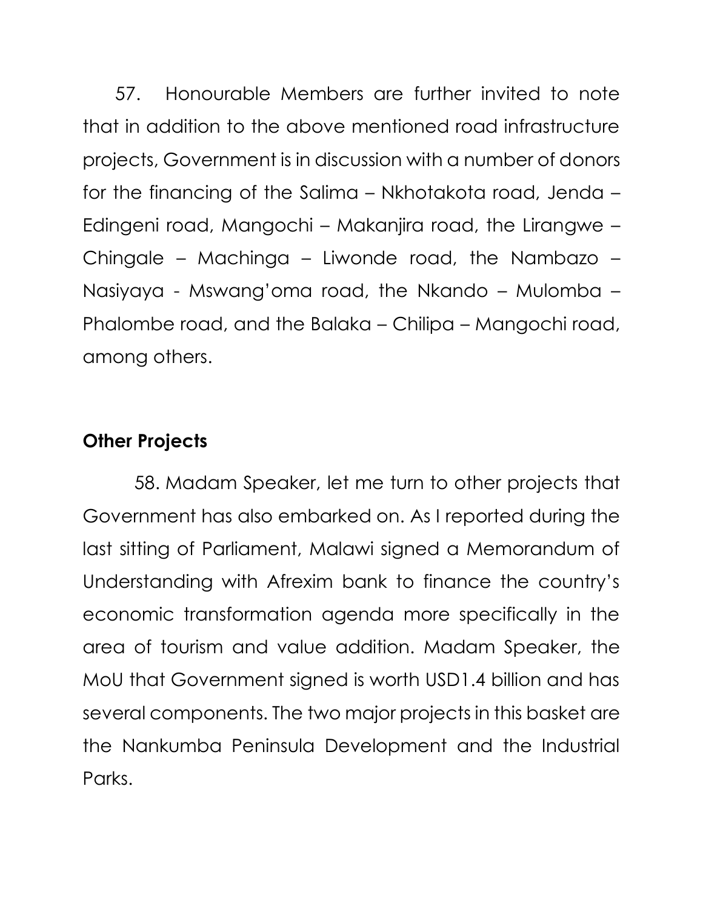57. Honourable Members are further invited to note that in addition to the above mentioned road infrastructure projects, Government is in discussion with a number of donors for the financing of the Salima – Nkhotakota road, Jenda – Edingeni road, Mangochi – Makanjira road, the Lirangwe – Chingale – Machinga – Liwonde road, the Nambazo – Nasiyaya - Mswang'oma road, the Nkando – Mulomba – Phalombe road, and the Balaka – Chilipa – Mangochi road, among others.

**Other Projects**

58. Madam Speaker, let me turn to other projects that Government has also embarked on. As I reported during the last sitting of Parliament, Malawi signed a Memorandum of Understanding with Afrexim bank to finance the country's economic transformation agenda more specifically in the area of tourism and value addition. Madam Speaker, the MoU that Government signed is worth USD1.4 billion and has several components. The two major projects in this basket are the Nankumba Peninsula Development and the Industrial Parks.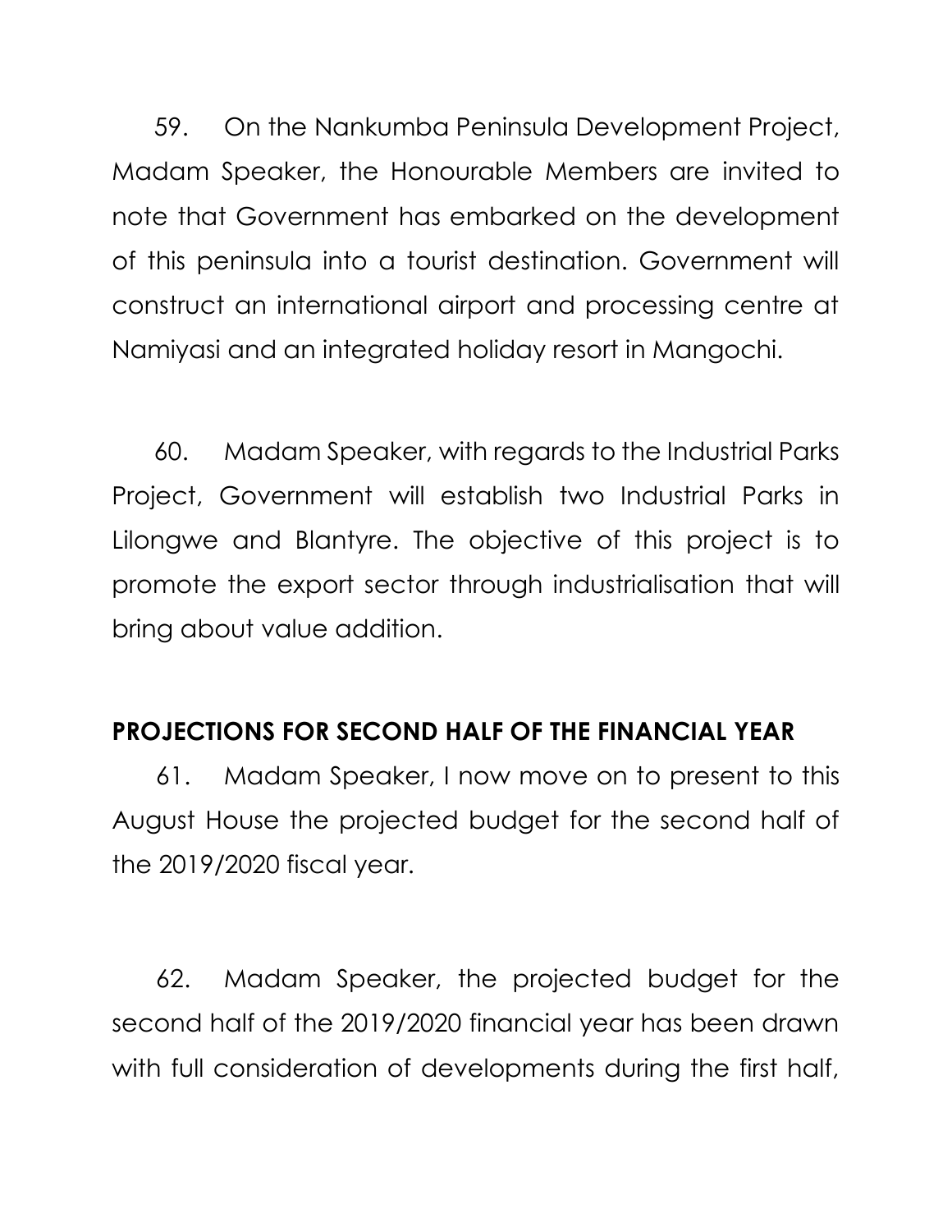59. On the Nankumba Peninsula Development Project, Madam Speaker, the Honourable Members are invited to note that Government has embarked on the development of this peninsula into a tourist destination. Government will construct an international airport and processing centre at Namiyasi and an integrated holiday resort in Mangochi.

60. Madam Speaker, with regards to the Industrial Parks Project, Government will establish two Industrial Parks in Lilongwe and Blantyre. The objective of this project is to promote the export sector through industrialisation that will bring about value addition.

**PROJECTIONS FOR SECOND HALF OF THE FINANCIAL YEAR**

61. Madam Speaker, I now move on to present to this August House the projected budget for the second half of the 2019/2020 fiscal year.

62. Madam Speaker, the projected budget for the second half of the 2019/2020 financial year has been drawn with full consideration of developments during the first half,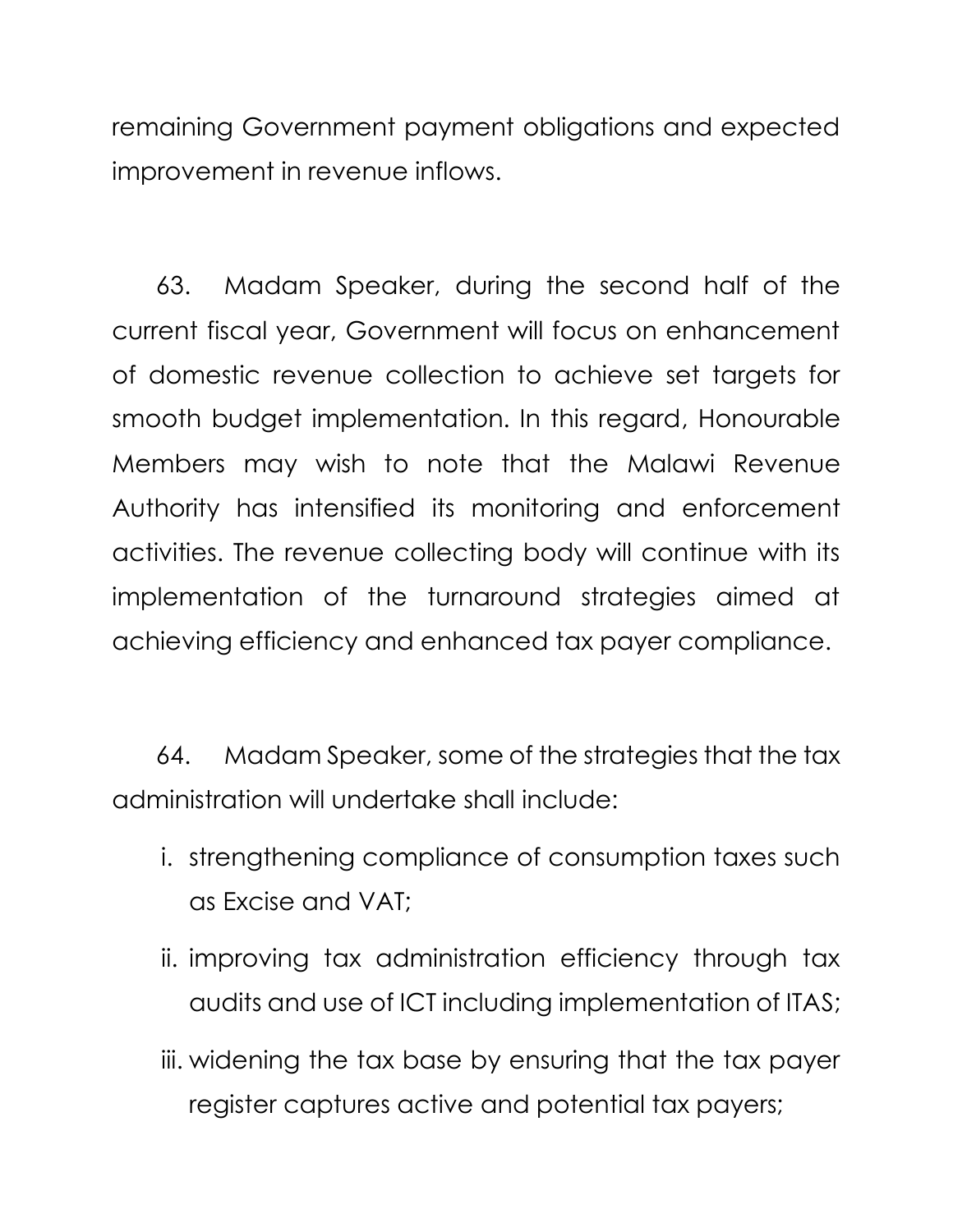remaining Government payment obligations and expected improvement in revenue inflows.

63. Madam Speaker, during the second half of the current fiscal year, Government will focus on enhancement of domestic revenue collection to achieve set targets for smooth budget implementation. In this regard, Honourable Members may wish to note that the Malawi Revenue Authority has intensified its monitoring and enforcement activities. The revenue collecting body will continue with its implementation of the turnaround strategies aimed at achieving efficiency and enhanced tax payer compliance.

64. Madam Speaker, some of the strategies that the tax administration will undertake shall include:

i. strengthening compliance of consumption taxes such as Excise and VAT;
ii. improving tax administration efficiency through tax audits and use of ICT including implementation of ITAS;
iii. widening the tax base by ensuring that the tax payer register captures active and potential tax payers;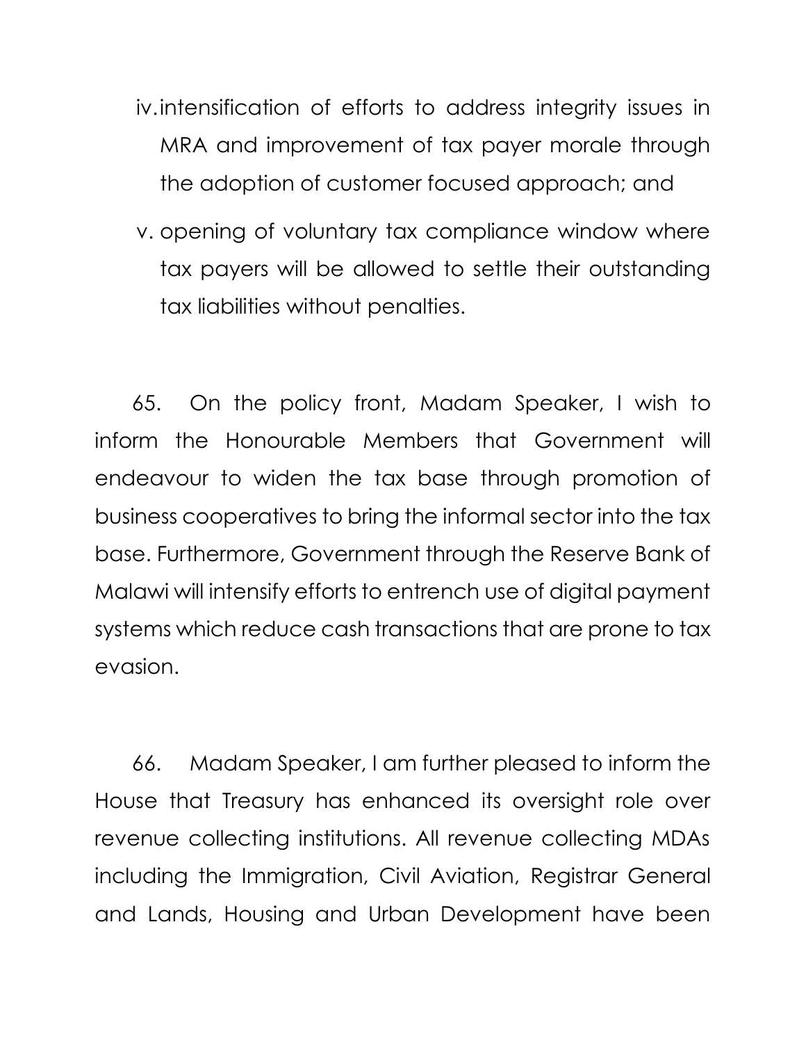iv. intensification of efforts to address integrity issues in MRA and improvement of tax payer morale through the adoption of customer focused approach; and

v. opening of voluntary tax compliance window where tax payers will be allowed to settle their outstanding tax liabilities without penalties.

65. On the policy front, Madam Speaker, I wish to inform the Honourable Members that Government will endeavour to widen the tax base through promotion of business cooperatives to bring the informal sector into the tax base. Furthermore, Government through the Reserve Bank of Malawi will intensify efforts to entrench use of digital payment systems which reduce cash transactions that are prone to tax evasion.

66. Madam Speaker, I am further pleased to inform the House that Treasury has enhanced its oversight role over revenue collecting institutions. All revenue collecting MDAs including the Immigration, Civil Aviation, Registrar General and Lands, Housing and Urban Development have been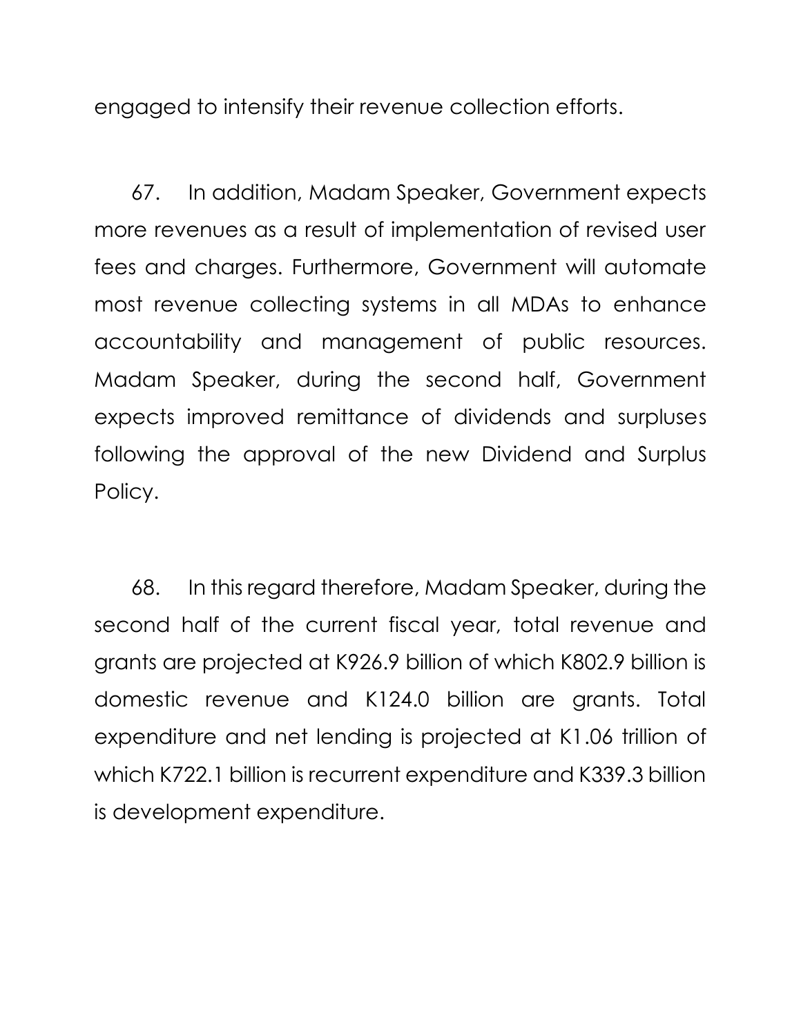engaged to intensify their revenue collection efforts.

67. In addition, Madam Speaker, Government expects more revenues as a result of implementation of revised user fees and charges. Furthermore, Government will automate most revenue collecting systems in all MDAs to enhance accountability and management of public resources. Madam Speaker, during the second half, Government expects improved remittance of dividends and surpluses following the approval of the new Dividend and Surplus Policy.

68. In this regard therefore, Madam Speaker, during the second half of the current fiscal year, total revenue and grants are projected at K926.9 billion of which K802.9 billion is domestic revenue and K124.0 billion are grants. Total expenditure and net lending is projected at K1.06 trillion of which K722.1 billion is recurrent expenditure and K339.3 billion is development expenditure.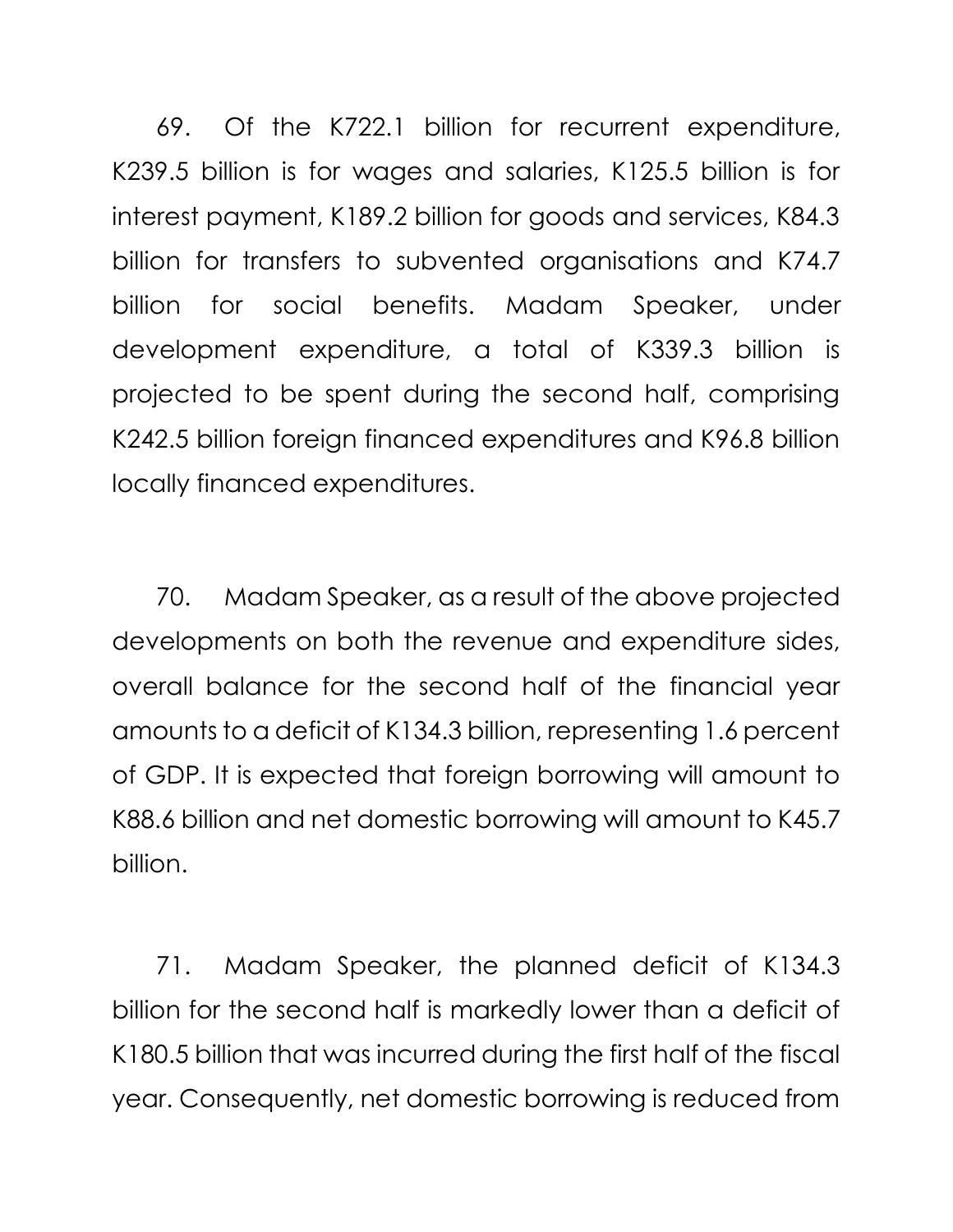69. Of the K722.1 billion for recurrent expenditure, K239.5 billion is for wages and salaries, K125.5 billion is for interest payment, K189.2 billion for goods and services, K84.3 billion for transfers to subvented organisations and K74.7 billion for social benefits. Madam Speaker, under development expenditure, a total of K339.3 billion is projected to be spent during the second half, comprising K242.5 billion foreign financed expenditures and K96.8 billion locally financed expenditures.

70. Madam Speaker, as a result of the above projected developments on both the revenue and expenditure sides, overall balance for the second half of the financial year amounts to a deficit of K134.3 billion, representing 1.6 percent of GDP. It is expected that foreign borrowing will amount to K88.6 billion and net domestic borrowing will amount to K45.7 billion.

71. Madam Speaker, the planned deficit of K134.3 billion for the second half is markedly lower than a deficit of K180.5 billion that was incurred during the first half of the fiscal year. Consequently, net domestic borrowing is reduced from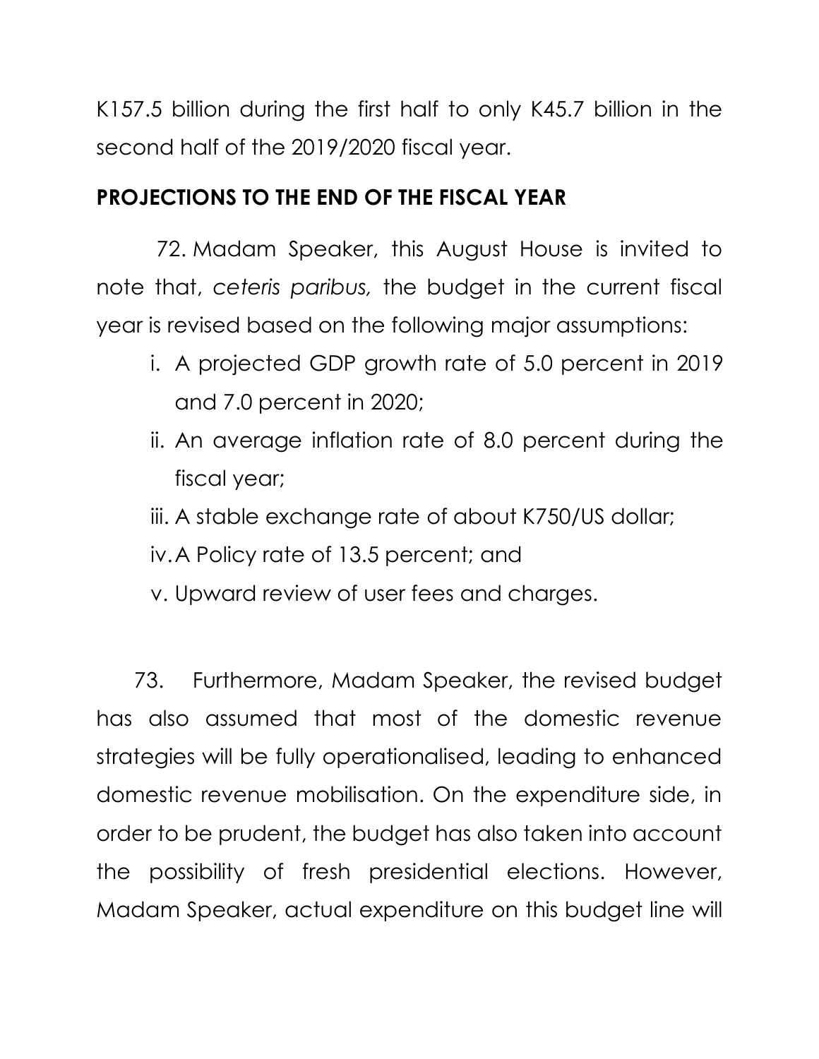K157.5 billion during the first half to only K45.7 billion in the second half of the 2019/2020 fiscal year.

## PROJECTIONS TO THE END OF THE FISCAL YEAR

72. Madam Speaker, this August House is invited to note that, *ceteris paribus,* the budget in the current fiscal year is revised based on the following major assumptions:

i. A projected GDP growth rate of 5.0 percent in 2019 and 7.0 percent in 2020;
ii. An average inflation rate of 8.0 percent during the fiscal year;
iii. A stable exchange rate of about K750/US dollar;
iv. A Policy rate of 13.5 percent; and
v. Upward review of user fees and charges.

73. Furthermore, Madam Speaker, the revised budget has also assumed that most of the domestic revenue strategies will be fully operationalised, leading to enhanced domestic revenue mobilisation. On the expenditure side, in order to be prudent, the budget has also taken into account the possibility of fresh presidential elections. However, Madam Speaker, actual expenditure on this budget line will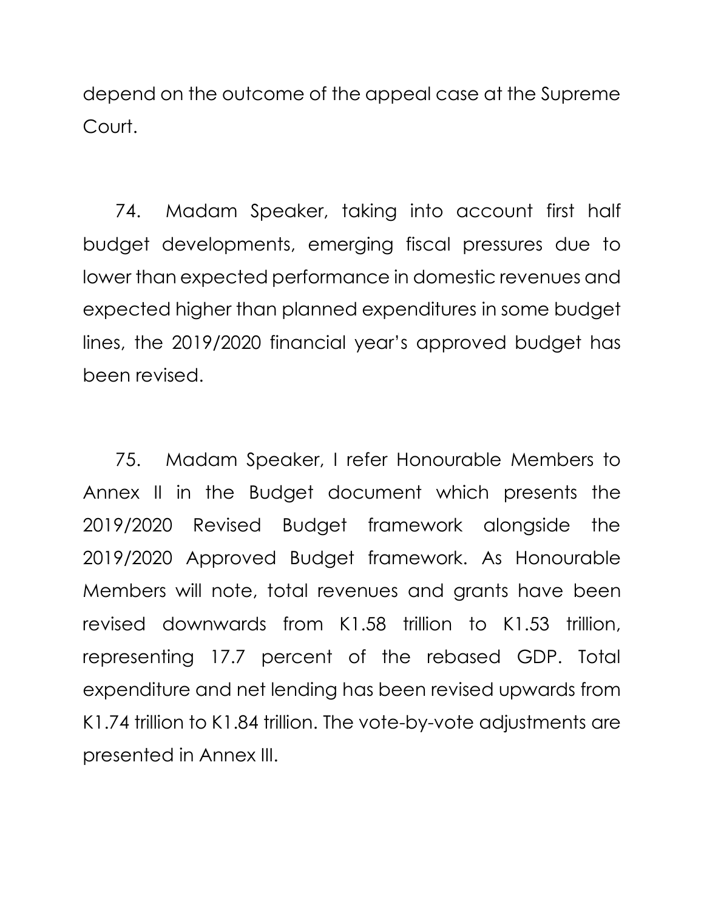depend on the outcome of the appeal case at the Supreme Court.

74. Madam Speaker, taking into account first half budget developments, emerging fiscal pressures due to lower than expected performance in domestic revenues and expected higher than planned expenditures in some budget lines, the 2019/2020 financial year's approved budget has been revised.

75. Madam Speaker, I refer Honourable Members to Annex II in the Budget document which presents the 2019/2020 Revised Budget framework alongside the 2019/2020 Approved Budget framework. As Honourable Members will note, total revenues and grants have been revised downwards from K1.58 trillion to K1.53 trillion, representing 17.7 percent of the rebased GDP. Total expenditure and net lending has been revised upwards from K1.74 trillion to K1.84 trillion. The vote-by-vote adjustments are presented in Annex III.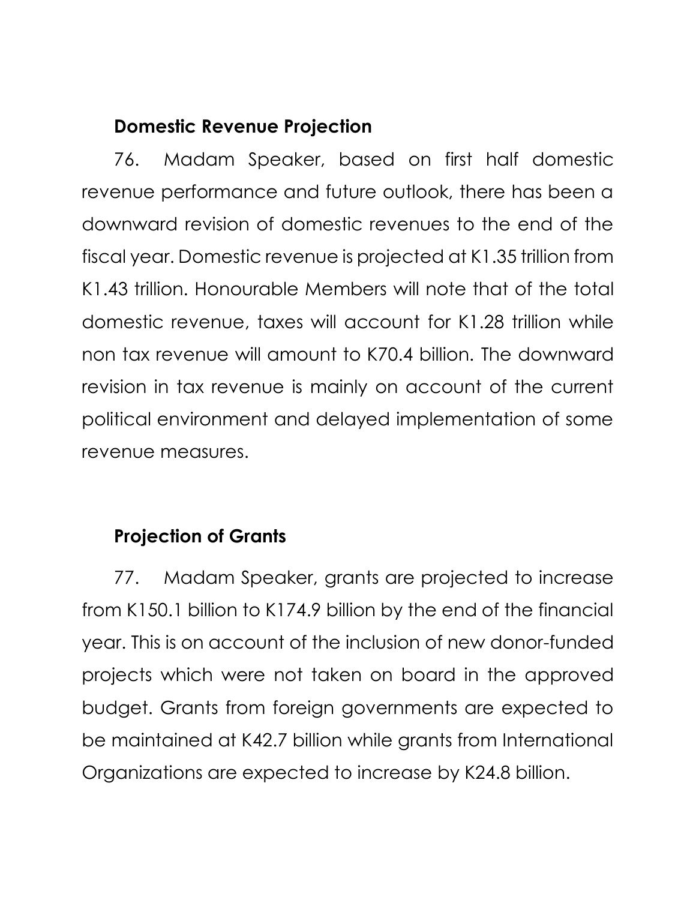### Domestic Revenue Projection

76. Madam Speaker, based on first half domestic revenue performance and future outlook, there has been a downward revision of domestic revenues to the end of the fiscal year. Domestic revenue is projected at K1.35 trillion from K1.43 trillion. Honourable Members will note that of the total domestic revenue, taxes will account for K1.28 trillion while non tax revenue will amount to K70.4 billion. The downward revision in tax revenue is mainly on account of the current political environment and delayed implementation of some revenue measures.

### Projection of Grants

77. Madam Speaker, grants are projected to increase from K150.1 billion to K174.9 billion by the end of the financial year. This is on account of the inclusion of new donor-funded projects which were not taken on board in the approved budget. Grants from foreign governments are expected to be maintained at K42.7 billion while grants from International Organizations are expected to increase by K24.8 billion.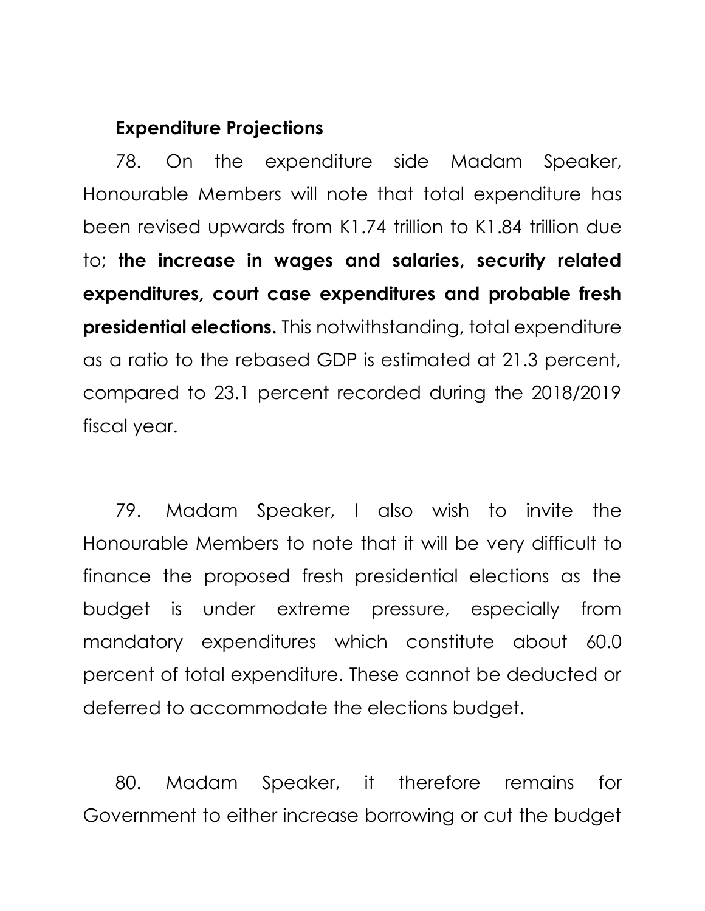### Expenditure Projections

78. On the expenditure side Madam Speaker, Honourable Members will note that total expenditure has been revised upwards from K1.74 trillion to K1.84 trillion due to; **the increase in wages and salaries, security related expenditures, court case expenditures and probable fresh presidential elections.** This notwithstanding, total expenditure as a ratio to the rebased GDP is estimated at 21.3 percent, compared to 23.1 percent recorded during the 2018/2019 fiscal year.

79. Madam Speaker, I also wish to invite the Honourable Members to note that it will be very difficult to finance the proposed fresh presidential elections as the budget is under extreme pressure, especially from mandatory expenditures which constitute about 60.0 percent of total expenditure. These cannot be deducted or deferred to accommodate the elections budget.

80. Madam Speaker, it therefore remains for Government to either increase borrowing or cut the budget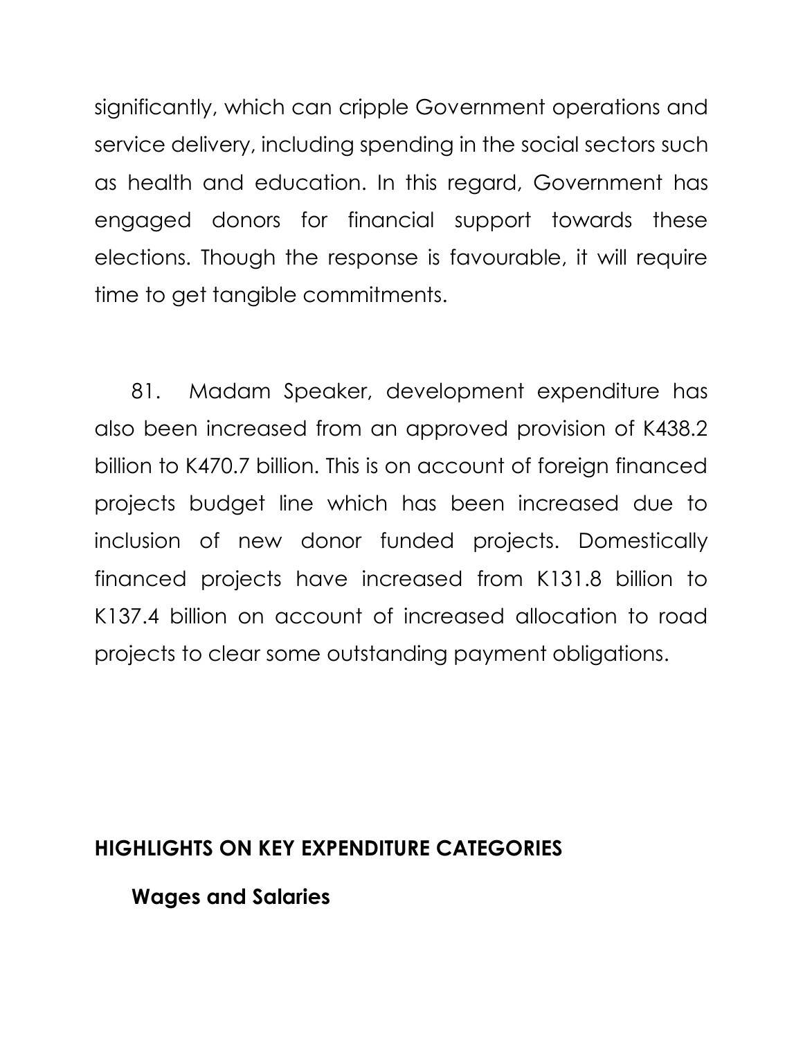significantly, which can cripple Government operations and service delivery, including spending in the social sectors such as health and education. In this regard, Government has engaged donors for financial support towards these elections. Though the response is favourable, it will require time to get tangible commitments.

81. Madam Speaker, development expenditure has also been increased from an approved provision of K438.2 billion to K470.7 billion. This is on account of foreign financed projects budget line which has been increased due to inclusion of new donor funded projects. Domestically financed projects have increased from K131.8 billion to K137.4 billion on account of increased allocation to road projects to clear some outstanding payment obligations.

## HIGHLIGHTS ON KEY EXPENDITURE CATEGORIES

### Wages and Salaries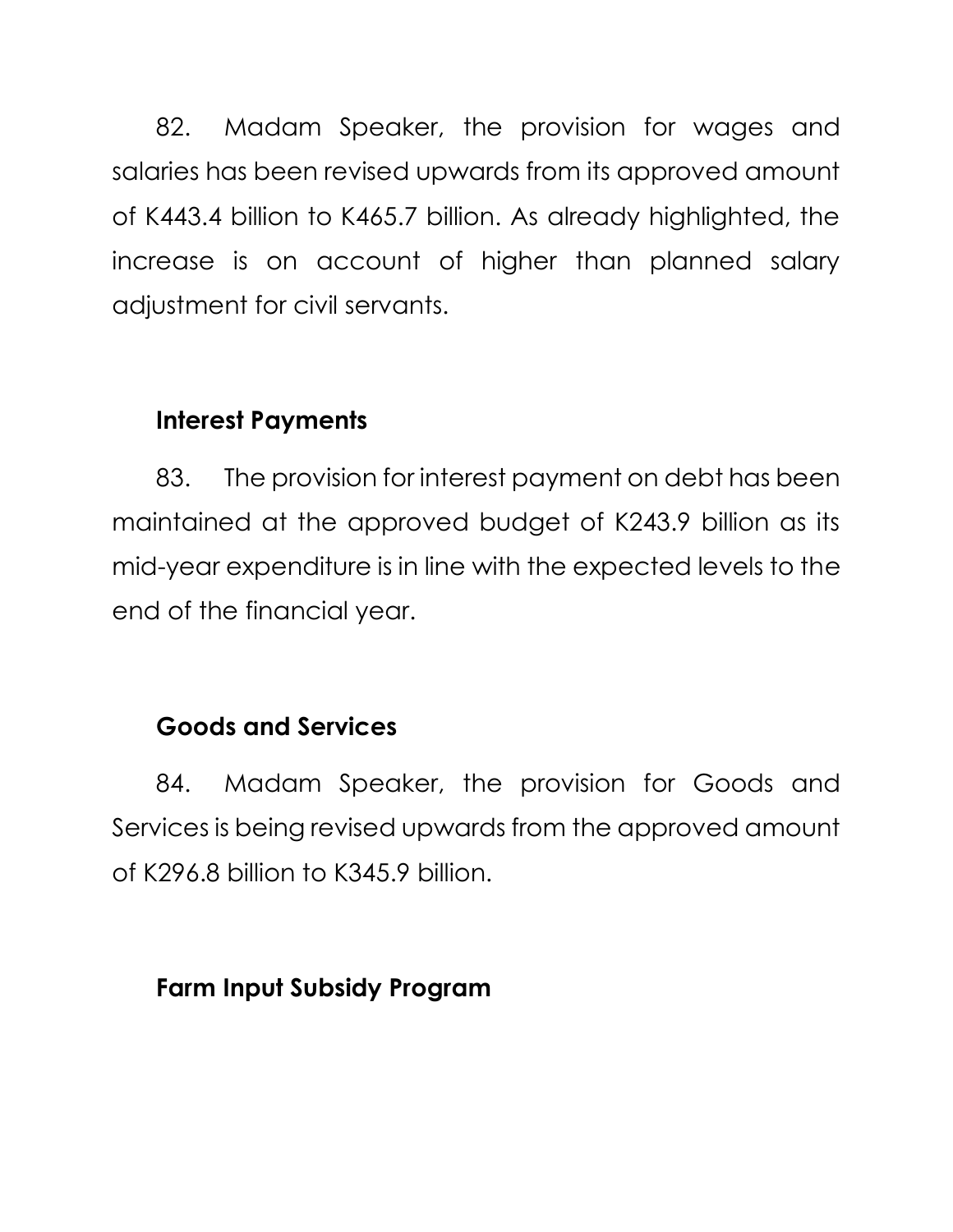82. Madam Speaker, the provision for wages and salaries has been revised upwards from its approved amount of K443.4 billion to K465.7 billion. As already highlighted, the increase is on account of higher than planned salary adjustment for civil servants.

### Interest Payments

83. The provision for interest payment on debt has been maintained at the approved budget of K243.9 billion as its mid-year expenditure is in line with the expected levels to the end of the financial year.

### Goods and Services

84. Madam Speaker, the provision for Goods and Services is being revised upwards from the approved amount of K296.8 billion to K345.9 billion.

### Farm Input Subsidy Program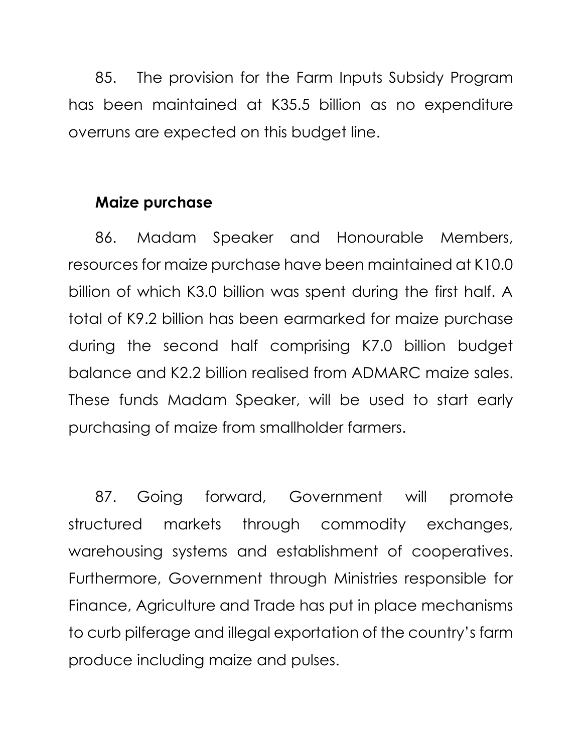85. The provision for the Farm Inputs Subsidy Program has been maintained at K35.5 billion as no expenditure overruns are expected on this budget line.

**Maize purchase**

86. Madam Speaker and Honourable Members, resources for maize purchase have been maintained at K10.0 billion of which K3.0 billion was spent during the first half. A total of K9.2 billion has been earmarked for maize purchase during the second half comprising K7.0 billion budget balance and K2.2 billion realised from ADMARC maize sales. These funds Madam Speaker, will be used to start early purchasing of maize from smallholder farmers.

87. Going forward, Government will promote structured markets through commodity exchanges, warehousing systems and establishment of cooperatives. Furthermore, Government through Ministries responsible for Finance, Agriculture and Trade has put in place mechanisms to curb pilferage and illegal exportation of the country's farm produce including maize and pulses.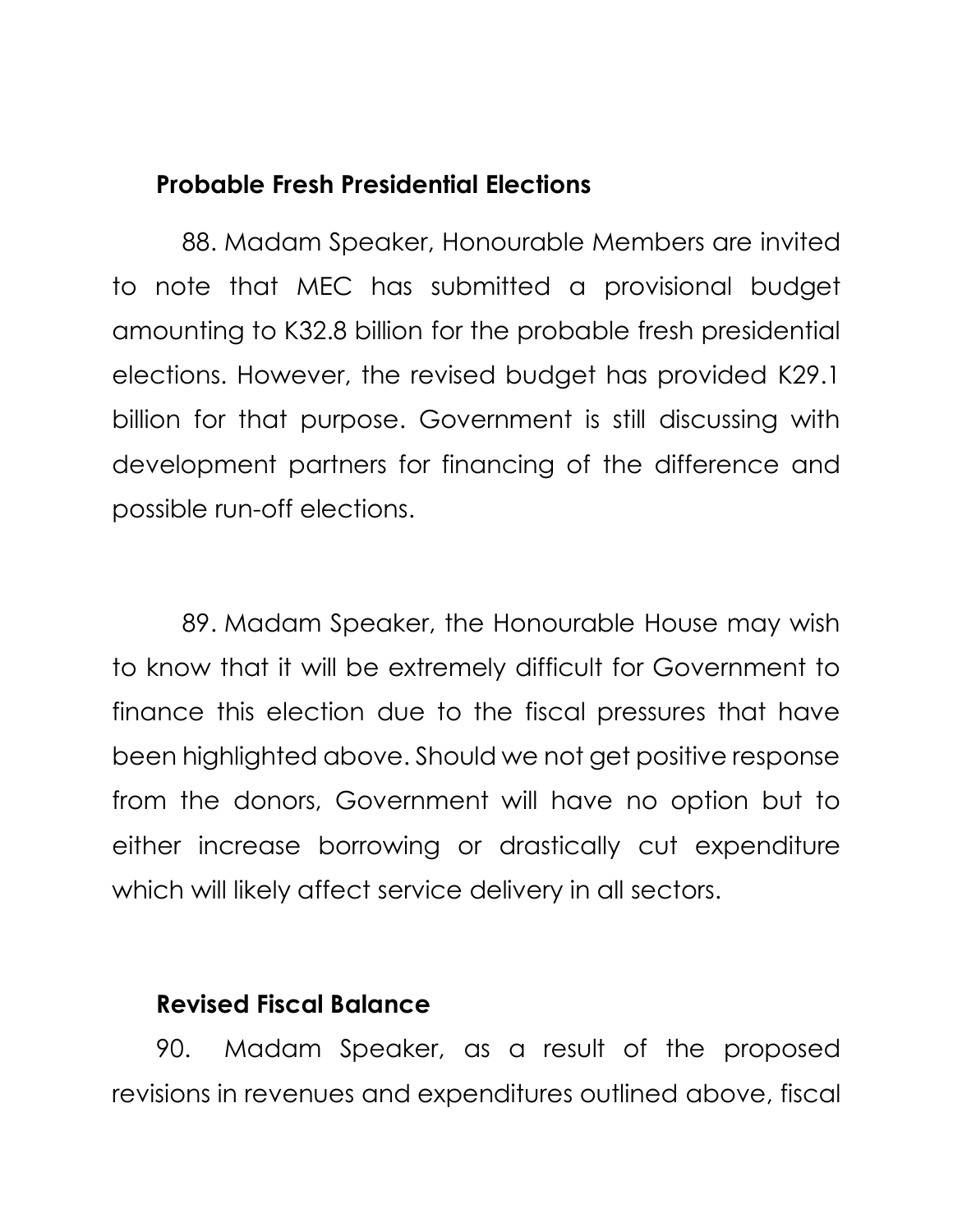### Probable Fresh Presidential Elections

88. Madam Speaker, Honourable Members are invited to note that MEC has submitted a provisional budget amounting to K32.8 billion for the probable fresh presidential elections. However, the revised budget has provided K29.1 billion for that purpose. Government is still discussing with development partners for financing of the difference and possible run-off elections.

89. Madam Speaker, the Honourable House may wish to know that it will be extremely difficult for Government to finance this election due to the fiscal pressures that have been highlighted above. Should we not get positive response from the donors, Government will have no option but to either increase borrowing or drastically cut expenditure which will likely affect service delivery in all sectors.

### Revised Fiscal Balance

90. Madam Speaker, as a result of the proposed revisions in revenues and expenditures outlined above, fiscal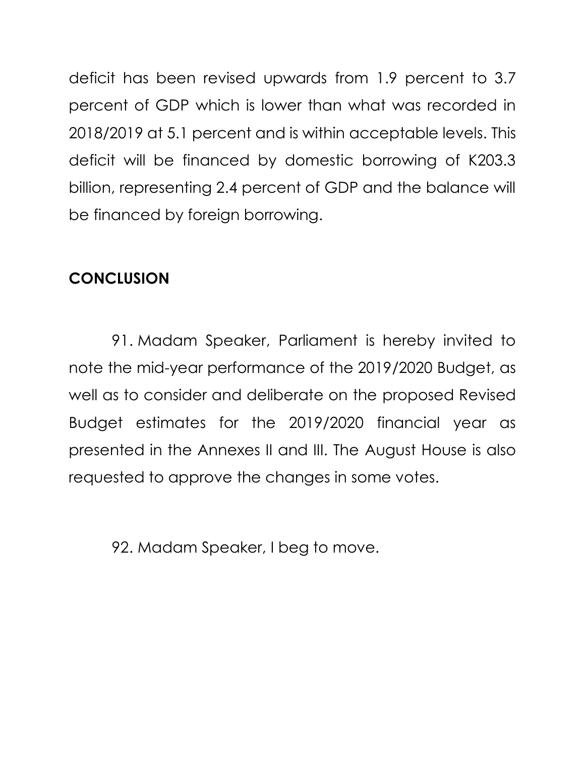deficit has been revised upwards from 1.9 percent to 3.7 percent of GDP which is lower than what was recorded in 2018/2019 at 5.1 percent and is within acceptable levels. This deficit will be financed by domestic borrowing of K203.3 billion, representing 2.4 percent of GDP and the balance will be financed by foreign borrowing.

## CONCLUSION

91. Madam Speaker, Parliament is hereby invited to note the mid-year performance of the 2019/2020 Budget, as well as to consider and deliberate on the proposed Revised Budget estimates for the 2019/2020 financial year as presented in the Annexes II and III. The August House is also requested to approve the changes in some votes.

92. Madam Speaker, I beg to move.